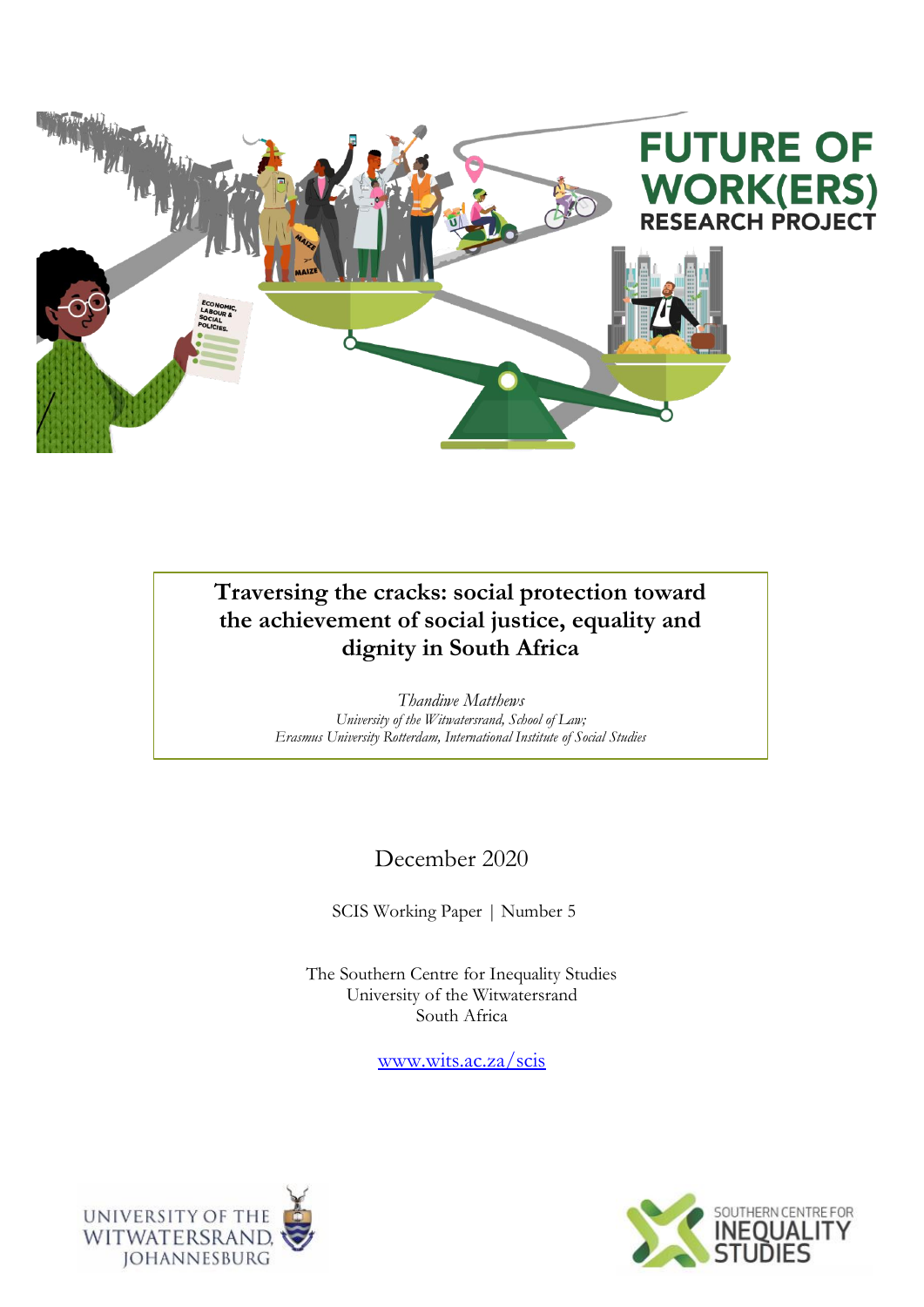**FUTURE OF WORK(ERS) RESEARCH PROJECT**

# Traversing the cracks: social protection toward the achievement of social justice, equality and dignity in South Africa

*Thandiwe Matthews*
*University of the Witwatersrand, School of Law;*
*Erasmus University Rotterdam, International Institute of Social Studies*

December 2020

SCIS Working Paper | Number 5

The Southern Centre for Inequality Studies
University of the Witwatersrand
South Africa

www.wits.ac.za/scis

UNIVERSITY OF THE WITWATERSRAND, JOHANNESBURG

SOUTHERN CENTRE FOR INEQUALITY STUDIES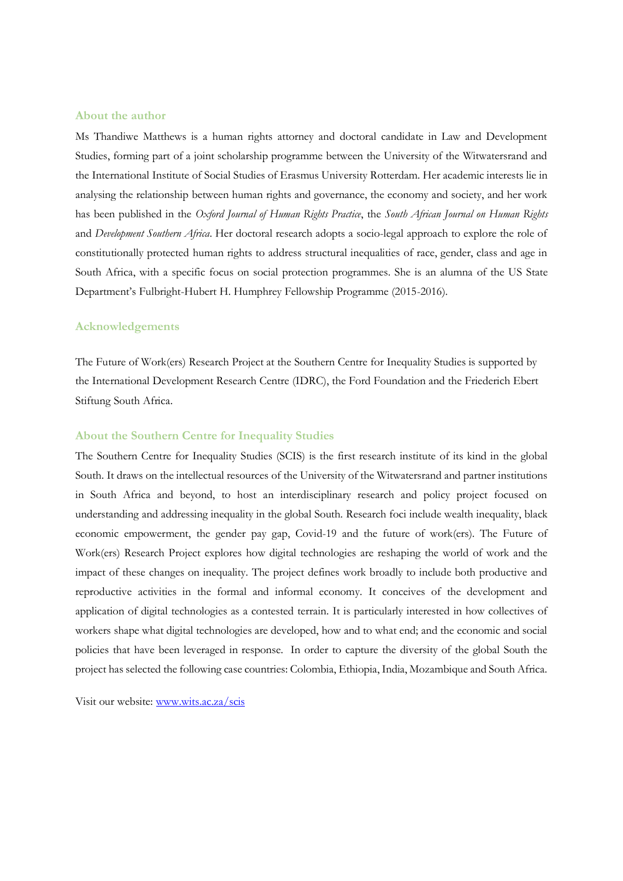## About the author

Ms Thandiwe Matthews is a human rights attorney and doctoral candidate in Law and Development Studies, forming part of a joint scholarship programme between the University of the Witwatersrand and the International Institute of Social Studies of Erasmus University Rotterdam. Her academic interests lie in analysing the relationship between human rights and governance, the economy and society, and her work has been published in the *Oxford Journal of Human Rights Practice*, the *South African Journal on Human Rights* and *Development Southern Africa*. Her doctoral research adopts a socio-legal approach to explore the role of constitutionally protected human rights to address structural inequalities of race, gender, class and age in South Africa, with a specific focus on social protection programmes. She is an alumna of the US State Department's Fulbright-Hubert H. Humphrey Fellowship Programme (2015-2016).

## Acknowledgements

The Future of Work(ers) Research Project at the Southern Centre for Inequality Studies is supported by the International Development Research Centre (IDRC), the Ford Foundation and the Friederich Ebert Stiftung South Africa.

## About the Southern Centre for Inequality Studies

The Southern Centre for Inequality Studies (SCIS) is the first research institute of its kind in the global South. It draws on the intellectual resources of the University of the Witwatersrand and partner institutions in South Africa and beyond, to host an interdisciplinary research and policy project focused on understanding and addressing inequality in the global South. Research foci include wealth inequality, black economic empowerment, the gender pay gap, Covid-19 and the future of work(ers). The Future of Work(ers) Research Project explores how digital technologies are reshaping the world of work and the impact of these changes on inequality. The project defines work broadly to include both productive and reproductive activities in the formal and informal economy. It conceives of the development and application of digital technologies as a contested terrain. It is particularly interested in how collectives of workers shape what digital technologies are developed, how and to what end; and the economic and social policies that have been leveraged in response. In order to capture the diversity of the global South the project has selected the following case countries: Colombia, Ethiopia, India, Mozambique and South Africa.

Visit our website: [www.wits.ac.za/scis](www.wits.ac.za/scis)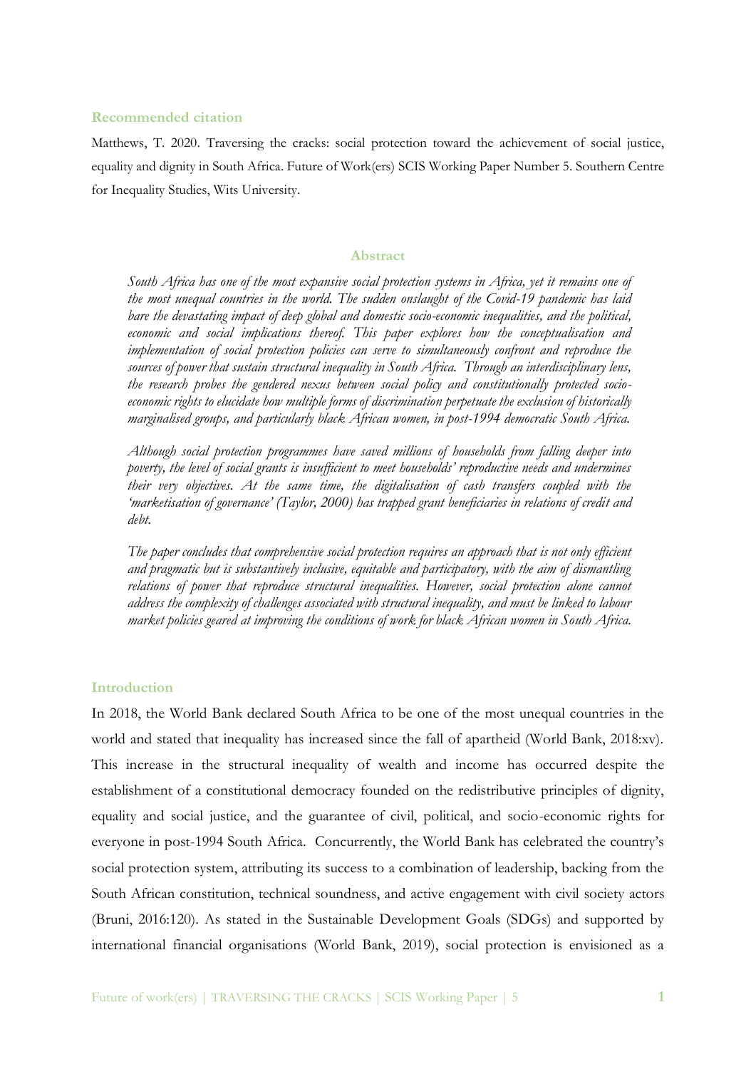## Recommended citation

Matthews, T. 2020. Traversing the cracks: social protection toward the achievement of social justice, equality and dignity in South Africa. Future of Work(ers) SCIS Working Paper Number 5. Southern Centre for Inequality Studies, Wits University.

## Abstract

*South Africa has one of the most expansive social protection systems in Africa, yet it remains one of the most unequal countries in the world. The sudden onslaught of the Covid-19 pandemic has laid bare the devastating impact of deep global and domestic socio-economic inequalities, and the political, economic and social implications thereof. This paper explores how the conceptualisation and implementation of social protection policies can serve to simultaneously confront and reproduce the sources of power that sustain structural inequality in South Africa. Through an interdisciplinary lens, the research probes the gendered nexus between social policy and constitutionally protected socio-economic rights to elucidate how multiple forms of discrimination perpetuate the exclusion of historically marginalised groups, and particularly black African women, in post-1994 democratic South Africa.*

*Although social protection programmes have saved millions of households from falling deeper into poverty, the level of social grants is insufficient to meet households' reproductive needs and undermines their very objectives. At the same time, the digitalisation of cash transfers coupled with the 'marketisation of governance' (Taylor, 2000) has trapped grant beneficiaries in relations of credit and debt.*

*The paper concludes that comprehensive social protection requires an approach that is not only efficient and pragmatic but is substantively inclusive, equitable and participatory, with the aim of dismantling relations of power that reproduce structural inequalities. However, social protection alone cannot address the complexity of challenges associated with structural inequality, and must be linked to labour market policies geared at improving the conditions of work for black African women in South Africa.*

## Introduction

In 2018, the World Bank declared South Africa to be one of the most unequal countries in the world and stated that inequality has increased since the fall of apartheid (World Bank, 2018:xv). This increase in the structural inequality of wealth and income has occurred despite the establishment of a constitutional democracy founded on the redistributive principles of dignity, equality and social justice, and the guarantee of civil, political, and socio-economic rights for everyone in post-1994 South Africa. Concurrently, the World Bank has celebrated the country's social protection system, attributing its success to a combination of leadership, backing from the South African constitution, technical soundness, and active engagement with civil society actors (Bruni, 2016:120). As stated in the Sustainable Development Goals (SDGs) and supported by international financial organisations (World Bank, 2019), social protection is envisioned as a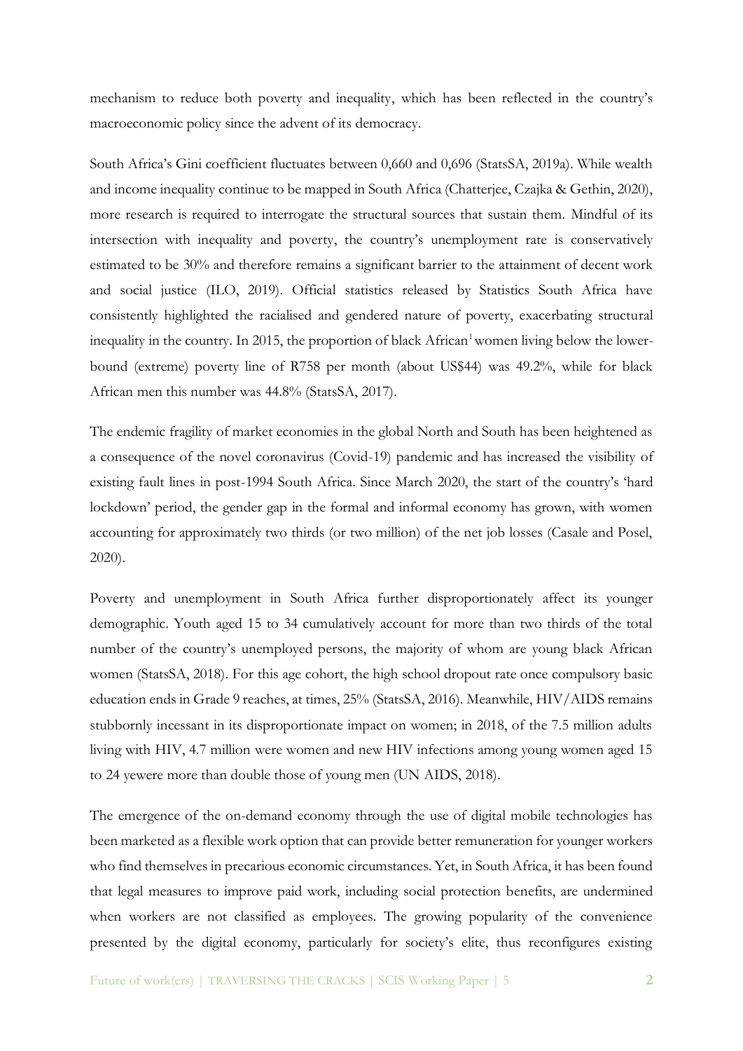mechanism to reduce both poverty and inequality, which has been reflected in the country's macroeconomic policy since the advent of its democracy.

South Africa's Gini coefficient fluctuates between 0,660 and 0,696 (StatsSA, 2019a). While wealth and income inequality continue to be mapped in South Africa (Chatterjee, Czajka & Gethin, 2020), more research is required to interrogate the structural sources that sustain them. Mindful of its intersection with inequality and poverty, the country's unemployment rate is conservatively estimated to be 30% and therefore remains a significant barrier to the attainment of decent work and social justice (ILO, 2019). Official statistics released by Statistics South Africa have consistently highlighted the racialised and gendered nature of poverty, exacerbating structural inequality in the country. In 2015, the proportion of black African[1] women living below the lower-bound (extreme) poverty line of R758 per month (about US$44) was 49.2%, while for black African men this number was 44.8% (StatsSA, 2017).

The endemic fragility of market economies in the global North and South has been heightened as a consequence of the novel coronavirus (Covid-19) pandemic and has increased the visibility of existing fault lines in post-1994 South Africa. Since March 2020, the start of the country's 'hard lockdown' period, the gender gap in the formal and informal economy has grown, with women accounting for approximately two thirds (or two million) of the net job losses (Casale and Posel, 2020).

Poverty and unemployment in South Africa further disproportionately affect its younger demographic. Youth aged 15 to 34 cumulatively account for more than two thirds of the total number of the country's unemployed persons, the majority of whom are young black African women (StatsSA, 2018). For this age cohort, the high school dropout rate once compulsory basic education ends in Grade 9 reaches, at times, 25% (StatsSA, 2016). Meanwhile, HIV/AIDS remains stubbornly incessant in its disproportionate impact on women; in 2018, of the 7.5 million adults living with HIV, 4.7 million were women and new HIV infections among young women aged 15 to 24 yewere more than double those of young men (UN AIDS, 2018).

The emergence of the on-demand economy through the use of digital mobile technologies has been marketed as a flexible work option that can provide better remuneration for younger workers who find themselves in precarious economic circumstances. Yet, in South Africa, it has been found that legal measures to improve paid work, including social protection benefits, are undermined when workers are not classified as employees. The growing popularity of the convenience presented by the digital economy, particularly for society's elite, thus reconfigures existing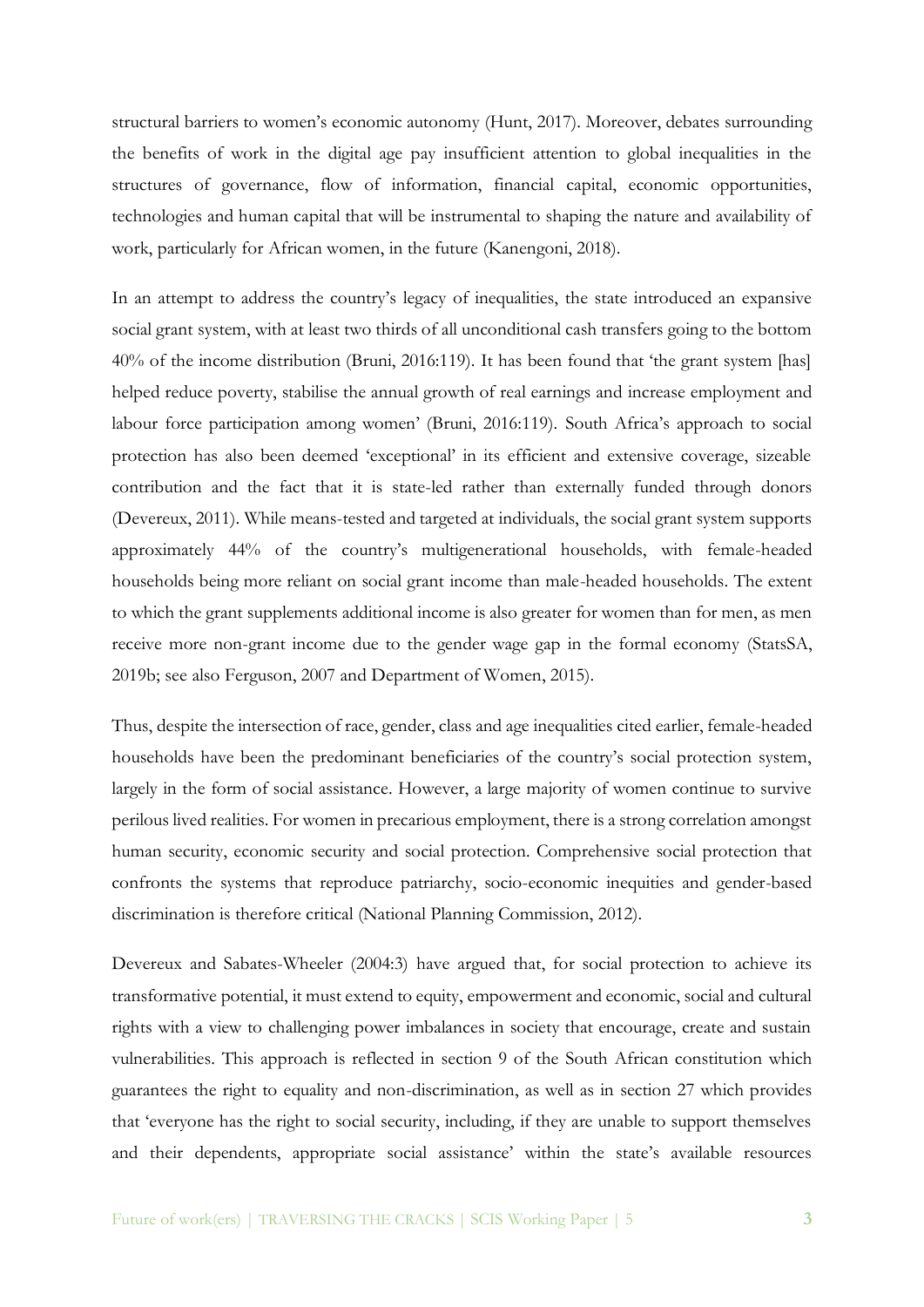structural barriers to women's economic autonomy (Hunt, 2017). Moreover, debates surrounding the benefits of work in the digital age pay insufficient attention to global inequalities in the structures of governance, flow of information, financial capital, economic opportunities, technologies and human capital that will be instrumental to shaping the nature and availability of work, particularly for African women, in the future (Kanengoni, 2018).

In an attempt to address the country's legacy of inequalities, the state introduced an expansive social grant system, with at least two thirds of all unconditional cash transfers going to the bottom 40% of the income distribution (Bruni, 2016:119). It has been found that 'the grant system [has] helped reduce poverty, stabilise the annual growth of real earnings and increase employment and labour force participation among women' (Bruni, 2016:119). South Africa's approach to social protection has also been deemed 'exceptional' in its efficient and extensive coverage, sizeable contribution and the fact that it is state-led rather than externally funded through donors (Devereux, 2011). While means-tested and targeted at individuals, the social grant system supports approximately 44% of the country's multigenerational households, with female-headed households being more reliant on social grant income than male-headed households. The extent to which the grant supplements additional income is also greater for women than for men, as men receive more non-grant income due to the gender wage gap in the formal economy (StatsSA, 2019b; see also Ferguson, 2007 and Department of Women, 2015).

Thus, despite the intersection of race, gender, class and age inequalities cited earlier, female-headed households have been the predominant beneficiaries of the country's social protection system, largely in the form of social assistance. However, a large majority of women continue to survive perilous lived realities. For women in precarious employment, there is a strong correlation amongst human security, economic security and social protection. Comprehensive social protection that confronts the systems that reproduce patriarchy, socio-economic inequities and gender-based discrimination is therefore critical (National Planning Commission, 2012).

Devereux and Sabates-Wheeler (2004:3) have argued that, for social protection to achieve its transformative potential, it must extend to equity, empowerment and economic, social and cultural rights with a view to challenging power imbalances in society that encourage, create and sustain vulnerabilities. This approach is reflected in section 9 of the South African constitution which guarantees the right to equality and non-discrimination, as well as in section 27 which provides that 'everyone has the right to social security, including, if they are unable to support themselves and their dependents, appropriate social assistance' within the state's available resources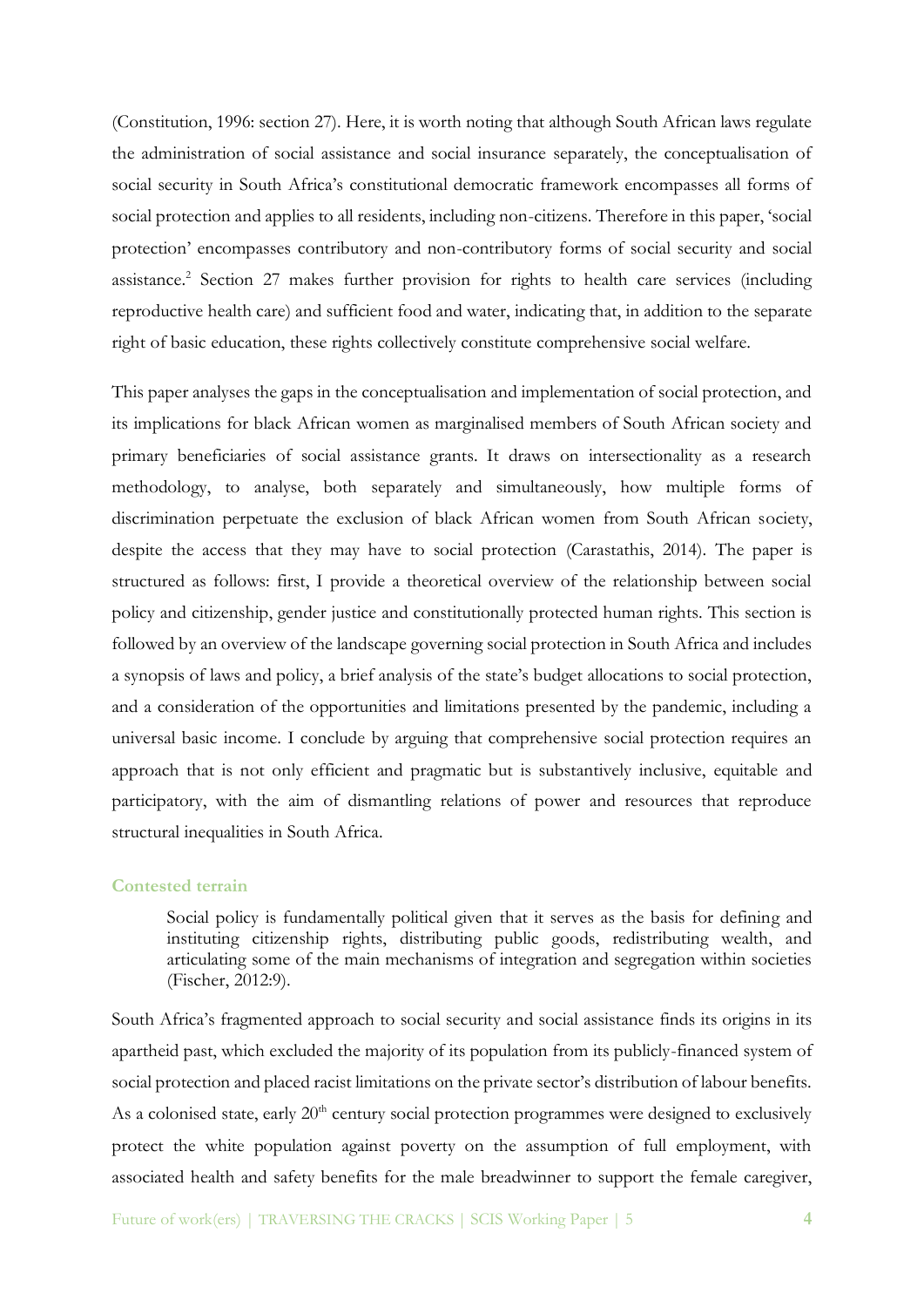(Constitution, 1996: section 27). Here, it is worth noting that although South African laws regulate the administration of social assistance and social insurance separately, the conceptualisation of social security in South Africa's constitutional democratic framework encompasses all forms of social protection and applies to all residents, including non-citizens. Therefore in this paper, 'social protection' encompasses contributory and non-contributory forms of social security and social assistance.[2] Section 27 makes further provision for rights to health care services (including reproductive health care) and sufficient food and water, indicating that, in addition to the separate right of basic education, these rights collectively constitute comprehensive social welfare.

This paper analyses the gaps in the conceptualisation and implementation of social protection, and its implications for black African women as marginalised members of South African society and primary beneficiaries of social assistance grants. It draws on intersectionality as a research methodology, to analyse, both separately and simultaneously, how multiple forms of discrimination perpetuate the exclusion of black African women from South African society, despite the access that they may have to social protection (Carastathis, 2014). The paper is structured as follows: first, I provide a theoretical overview of the relationship between social policy and citizenship, gender justice and constitutionally protected human rights. This section is followed by an overview of the landscape governing social protection in South Africa and includes a synopsis of laws and policy, a brief analysis of the state's budget allocations to social protection, and a consideration of the opportunities and limitations presented by the pandemic, including a universal basic income. I conclude by arguing that comprehensive social protection requires an approach that is not only efficient and pragmatic but is substantively inclusive, equitable and participatory, with the aim of dismantling relations of power and resources that reproduce structural inequalities in South Africa.

### Contested terrain

> Social policy is fundamentally political given that it serves as the basis for defining and instituting citizenship rights, distributing public goods, redistributing wealth, and articulating some of the main mechanisms of integration and segregation within societies (Fischer, 2012:9).

South Africa's fragmented approach to social security and social assistance finds its origins in its apartheid past, which excluded the majority of its population from its publicly-financed system of social protection and placed racist limitations on the private sector's distribution of labour benefits. As a colonised state, early 20[th] century social protection programmes were designed to exclusively protect the white population against poverty on the assumption of full employment, with associated health and safety benefits for the male breadwinner to support the female caregiver,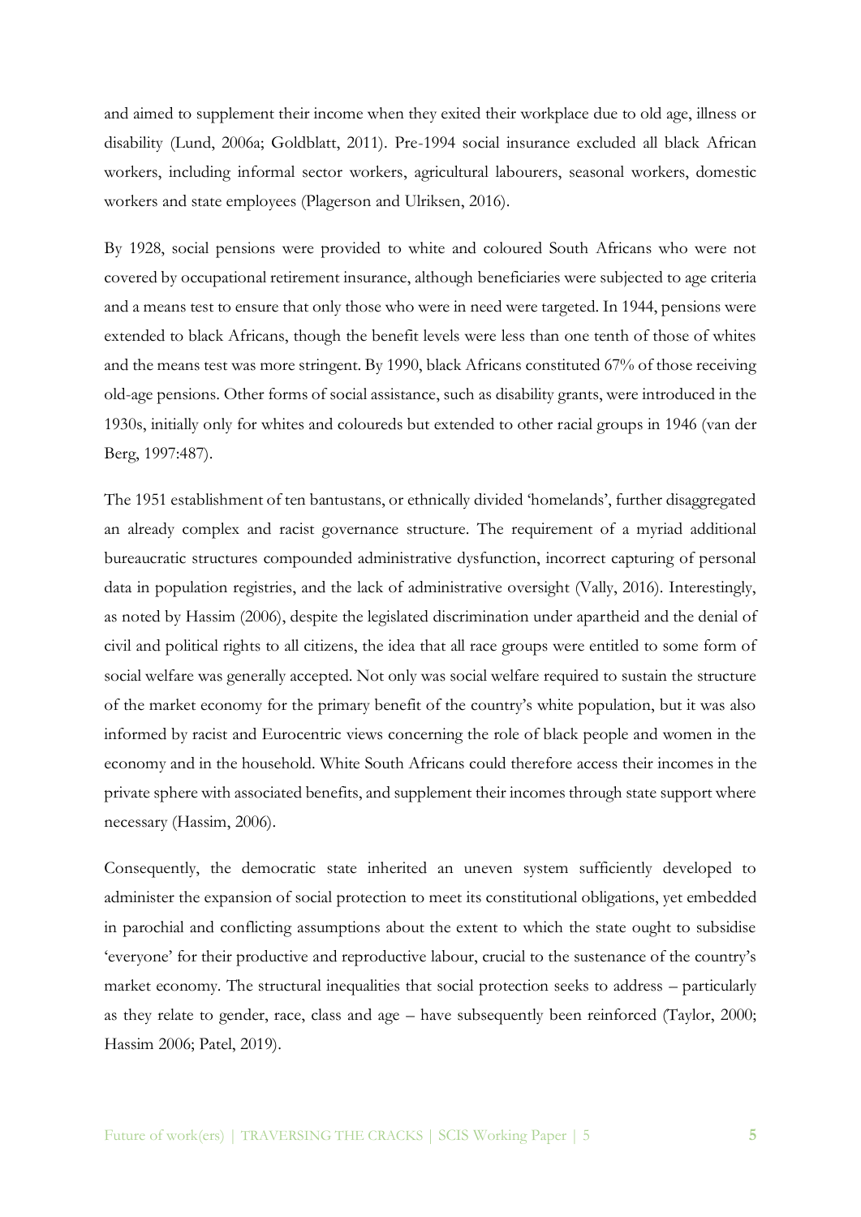and aimed to supplement their income when they exited their workplace due to old age, illness or disability (Lund, 2006a; Goldblatt, 2011). Pre-1994 social insurance excluded all black African workers, including informal sector workers, agricultural labourers, seasonal workers, domestic workers and state employees (Plagerson and Ulriksen, 2016).

By 1928, social pensions were provided to white and coloured South Africans who were not covered by occupational retirement insurance, although beneficiaries were subjected to age criteria and a means test to ensure that only those who were in need were targeted. In 1944, pensions were extended to black Africans, though the benefit levels were less than one tenth of those of whites and the means test was more stringent. By 1990, black Africans constituted 67% of those receiving old-age pensions. Other forms of social assistance, such as disability grants, were introduced in the 1930s, initially only for whites and coloureds but extended to other racial groups in 1946 (van der Berg, 1997:487).

The 1951 establishment of ten bantustans, or ethnically divided 'homelands', further disaggregated an already complex and racist governance structure. The requirement of a myriad additional bureaucratic structures compounded administrative dysfunction, incorrect capturing of personal data in population registries, and the lack of administrative oversight (Vally, 2016). Interestingly, as noted by Hassim (2006), despite the legislated discrimination under apartheid and the denial of civil and political rights to all citizens, the idea that all race groups were entitled to some form of social welfare was generally accepted. Not only was social welfare required to sustain the structure of the market economy for the primary benefit of the country's white population, but it was also informed by racist and Eurocentric views concerning the role of black people and women in the economy and in the household. White South Africans could therefore access their incomes in the private sphere with associated benefits, and supplement their incomes through state support where necessary (Hassim, 2006).

Consequently, the democratic state inherited an uneven system sufficiently developed to administer the expansion of social protection to meet its constitutional obligations, yet embedded in parochial and conflicting assumptions about the extent to which the state ought to subsidise 'everyone' for their productive and reproductive labour, crucial to the sustenance of the country's market economy. The structural inequalities that social protection seeks to address – particularly as they relate to gender, race, class and age – have subsequently been reinforced (Taylor, 2000; Hassim 2006; Patel, 2019).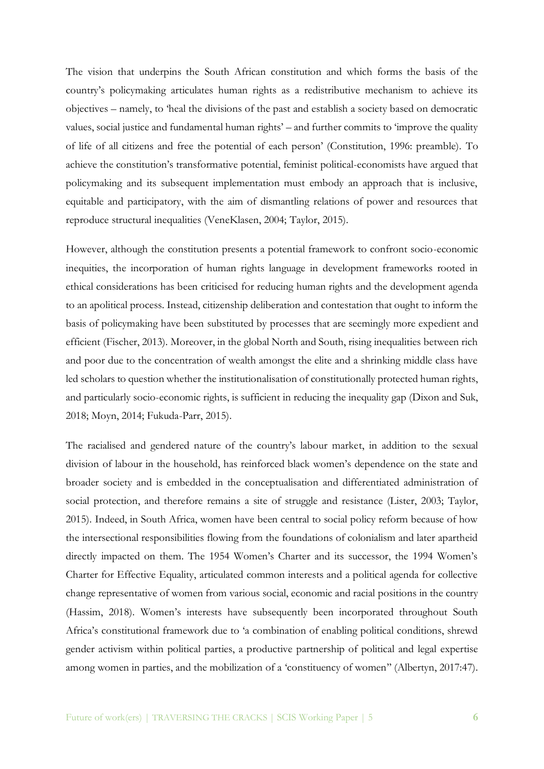The vision that underpins the South African constitution and which forms the basis of the country's policymaking articulates human rights as a redistributive mechanism to achieve its objectives – namely, to 'heal the divisions of the past and establish a society based on democratic values, social justice and fundamental human rights' – and further commits to 'improve the quality of life of all citizens and free the potential of each person' (Constitution, 1996: preamble). To achieve the constitution's transformative potential, feminist political-economists have argued that policymaking and its subsequent implementation must embody an approach that is inclusive, equitable and participatory, with the aim of dismantling relations of power and resources that reproduce structural inequalities (VeneKlasen, 2004; Taylor, 2015).

However, although the constitution presents a potential framework to confront socio-economic inequities, the incorporation of human rights language in development frameworks rooted in ethical considerations has been criticised for reducing human rights and the development agenda to an apolitical process. Instead, citizenship deliberation and contestation that ought to inform the basis of policymaking have been substituted by processes that are seemingly more expedient and efficient (Fischer, 2013). Moreover, in the global North and South, rising inequalities between rich and poor due to the concentration of wealth amongst the elite and a shrinking middle class have led scholars to question whether the institutionalisation of constitutionally protected human rights, and particularly socio-economic rights, is sufficient in reducing the inequality gap (Dixon and Suk, 2018; Moyn, 2014; Fukuda-Parr, 2015).

The racialised and gendered nature of the country's labour market, in addition to the sexual division of labour in the household, has reinforced black women's dependence on the state and broader society and is embedded in the conceptualisation and differentiated administration of social protection, and therefore remains a site of struggle and resistance (Lister, 2003; Taylor, 2015). Indeed, in South Africa, women have been central to social policy reform because of how the intersectional responsibilities flowing from the foundations of colonialism and later apartheid directly impacted on them. The 1954 Women's Charter and its successor, the 1994 Women's Charter for Effective Equality, articulated common interests and a political agenda for collective change representative of women from various social, economic and racial positions in the country (Hassim, 2018). Women's interests have subsequently been incorporated throughout South Africa's constitutional framework due to 'a combination of enabling political conditions, shrewd gender activism within political parties, a productive partnership of political and legal expertise among women in parties, and the mobilization of a 'constituency of women'' (Albertyn, 2017:47).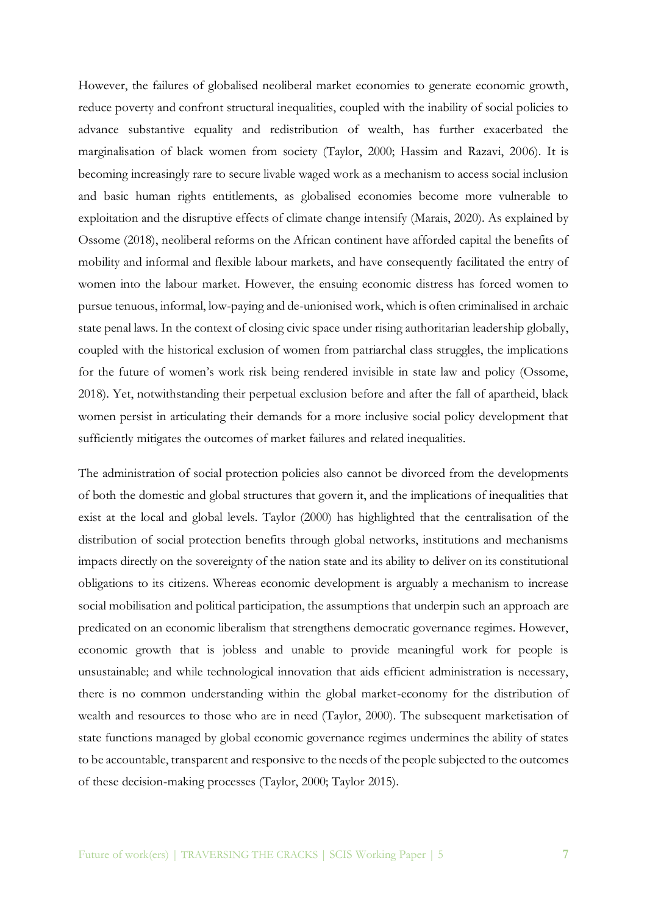However, the failures of globalised neoliberal market economies to generate economic growth, reduce poverty and confront structural inequalities, coupled with the inability of social policies to advance substantive equality and redistribution of wealth, has further exacerbated the marginalisation of black women from society (Taylor, 2000; Hassim and Razavi, 2006). It is becoming increasingly rare to secure livable waged work as a mechanism to access social inclusion and basic human rights entitlements, as globalised economies become more vulnerable to exploitation and the disruptive effects of climate change intensify (Marais, 2020). As explained by Ossome (2018), neoliberal reforms on the African continent have afforded capital the benefits of mobility and informal and flexible labour markets, and have consequently facilitated the entry of women into the labour market. However, the ensuing economic distress has forced women to pursue tenuous, informal, low-paying and de-unionised work, which is often criminalised in archaic state penal laws. In the context of closing civic space under rising authoritarian leadership globally, coupled with the historical exclusion of women from patriarchal class struggles, the implications for the future of women's work risk being rendered invisible in state law and policy (Ossome, 2018). Yet, notwithstanding their perpetual exclusion before and after the fall of apartheid, black women persist in articulating their demands for a more inclusive social policy development that sufficiently mitigates the outcomes of market failures and related inequalities.

The administration of social protection policies also cannot be divorced from the developments of both the domestic and global structures that govern it, and the implications of inequalities that exist at the local and global levels. Taylor (2000) has highlighted that the centralisation of the distribution of social protection benefits through global networks, institutions and mechanisms impacts directly on the sovereignty of the nation state and its ability to deliver on its constitutional obligations to its citizens. Whereas economic development is arguably a mechanism to increase social mobilisation and political participation, the assumptions that underpin such an approach are predicated on an economic liberalism that strengthens democratic governance regimes. However, economic growth that is jobless and unable to provide meaningful work for people is unsustainable; and while technological innovation that aids efficient administration is necessary, there is no common understanding within the global market-economy for the distribution of wealth and resources to those who are in need (Taylor, 2000). The subsequent marketisation of state functions managed by global economic governance regimes undermines the ability of states to be accountable, transparent and responsive to the needs of the people subjected to the outcomes of these decision-making processes (Taylor, 2000; Taylor 2015).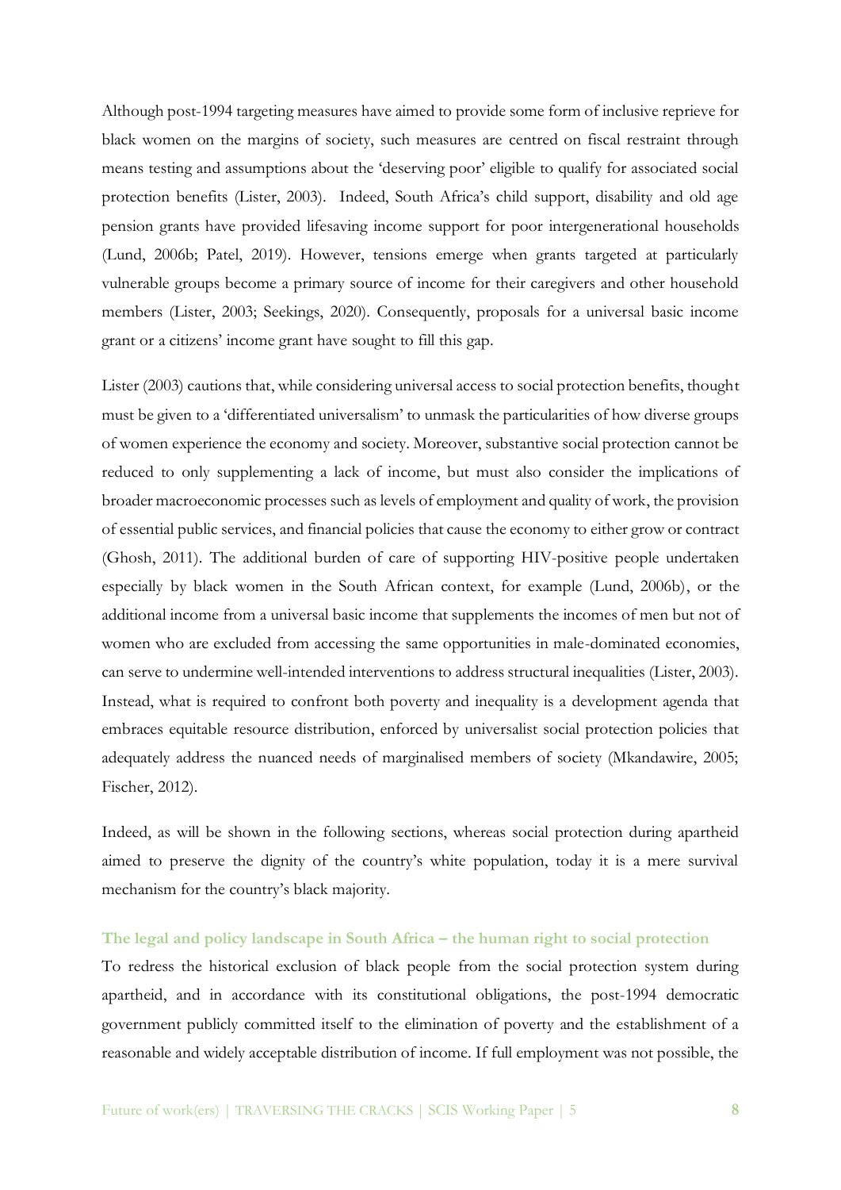Although post-1994 targeting measures have aimed to provide some form of inclusive reprieve for black women on the margins of society, such measures are centred on fiscal restraint through means testing and assumptions about the 'deserving poor' eligible to qualify for associated social protection benefits (Lister, 2003). Indeed, South Africa's child support, disability and old age pension grants have provided lifesaving income support for poor intergenerational households (Lund, 2006b; Patel, 2019). However, tensions emerge when grants targeted at particularly vulnerable groups become a primary source of income for their caregivers and other household members (Lister, 2003; Seekings, 2020). Consequently, proposals for a universal basic income grant or a citizens' income grant have sought to fill this gap.

Lister (2003) cautions that, while considering universal access to social protection benefits, thought must be given to a 'differentiated universalism' to unmask the particularities of how diverse groups of women experience the economy and society. Moreover, substantive social protection cannot be reduced to only supplementing a lack of income, but must also consider the implications of broader macroeconomic processes such as levels of employment and quality of work, the provision of essential public services, and financial policies that cause the economy to either grow or contract (Ghosh, 2011). The additional burden of care of supporting HIV-positive people undertaken especially by black women in the South African context, for example (Lund, 2006b), or the additional income from a universal basic income that supplements the incomes of men but not of women who are excluded from accessing the same opportunities in male-dominated economies, can serve to undermine well-intended interventions to address structural inequalities (Lister, 2003). Instead, what is required to confront both poverty and inequality is a development agenda that embraces equitable resource distribution, enforced by universalist social protection policies that adequately address the nuanced needs of marginalised members of society (Mkandawire, 2005; Fischer, 2012).

Indeed, as will be shown in the following sections, whereas social protection during apartheid aimed to preserve the dignity of the country's white population, today it is a mere survival mechanism for the country's black majority.

### The legal and policy landscape in South Africa – the human right to social protection

To redress the historical exclusion of black people from the social protection system during apartheid, and in accordance with its constitutional obligations, the post-1994 democratic government publicly committed itself to the elimination of poverty and the establishment of a reasonable and widely acceptable distribution of income. If full employment was not possible, the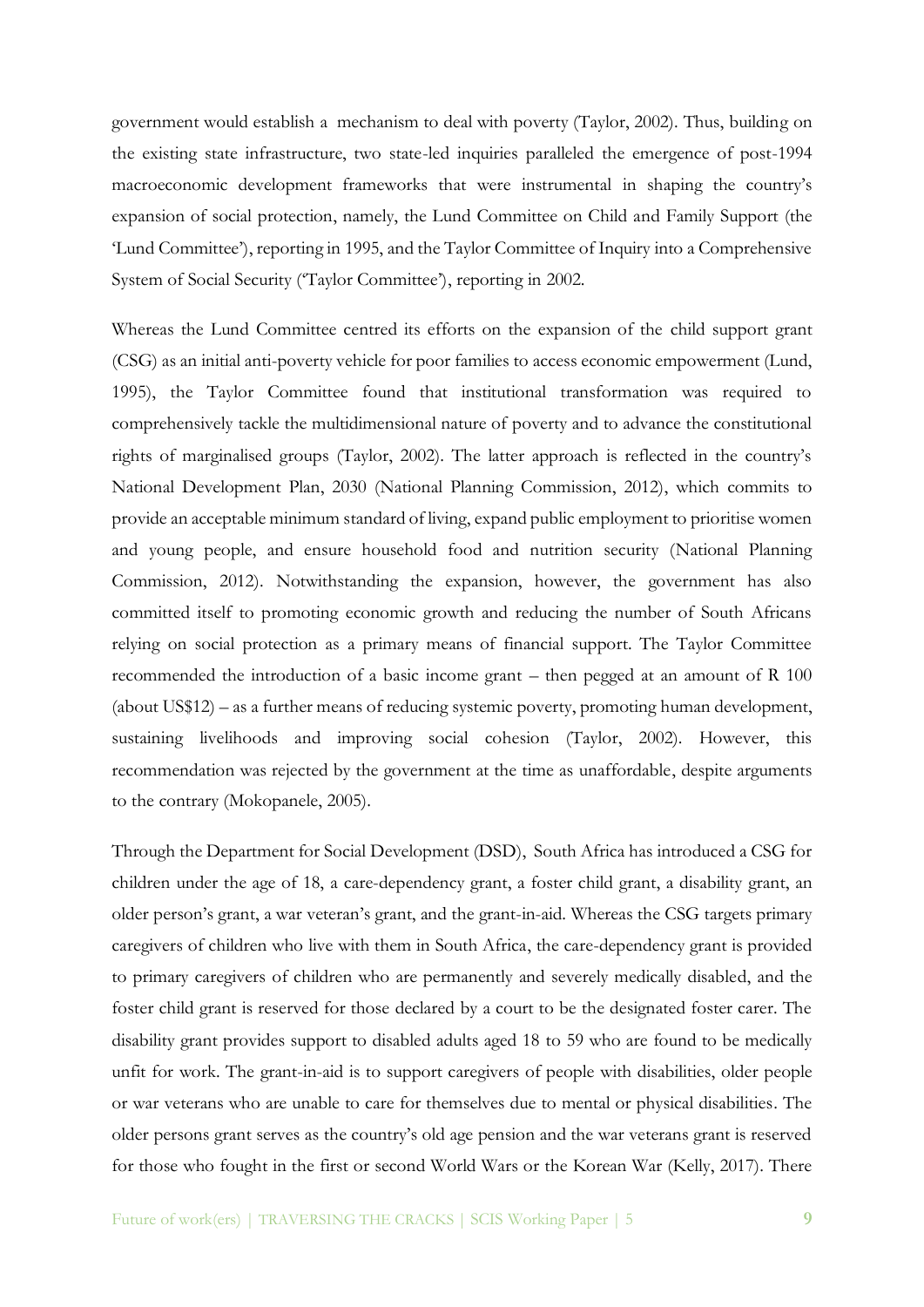government would establish a mechanism to deal with poverty (Taylor, 2002). Thus, building on the existing state infrastructure, two state-led inquiries paralleled the emergence of post-1994 macroeconomic development frameworks that were instrumental in shaping the country's expansion of social protection, namely, the Lund Committee on Child and Family Support (the 'Lund Committee'), reporting in 1995, and the Taylor Committee of Inquiry into a Comprehensive System of Social Security ('Taylor Committee'), reporting in 2002.

Whereas the Lund Committee centred its efforts on the expansion of the child support grant (CSG) as an initial anti-poverty vehicle for poor families to access economic empowerment (Lund, 1995), the Taylor Committee found that institutional transformation was required to comprehensively tackle the multidimensional nature of poverty and to advance the constitutional rights of marginalised groups (Taylor, 2002). The latter approach is reflected in the country's National Development Plan, 2030 (National Planning Commission, 2012), which commits to provide an acceptable minimum standard of living, expand public employment to prioritise women and young people, and ensure household food and nutrition security (National Planning Commission, 2012). Notwithstanding the expansion, however, the government has also committed itself to promoting economic growth and reducing the number of South Africans relying on social protection as a primary means of financial support. The Taylor Committee recommended the introduction of a basic income grant – then pegged at an amount of R 100 (about US$12) – as a further means of reducing systemic poverty, promoting human development, sustaining livelihoods and improving social cohesion (Taylor, 2002). However, this recommendation was rejected by the government at the time as unaffordable, despite arguments to the contrary (Mokopanele, 2005).

Through the Department for Social Development (DSD), South Africa has introduced a CSG for children under the age of 18, a care-dependency grant, a foster child grant, a disability grant, an older person's grant, a war veteran's grant, and the grant-in-aid. Whereas the CSG targets primary caregivers of children who live with them in South Africa, the care-dependency grant is provided to primary caregivers of children who are permanently and severely medically disabled, and the foster child grant is reserved for those declared by a court to be the designated foster carer. The disability grant provides support to disabled adults aged 18 to 59 who are found to be medically unfit for work. The grant-in-aid is to support caregivers of people with disabilities, older people or war veterans who are unable to care for themselves due to mental or physical disabilities. The older persons grant serves as the country's old age pension and the war veterans grant is reserved for those who fought in the first or second World Wars or the Korean War (Kelly, 2017). There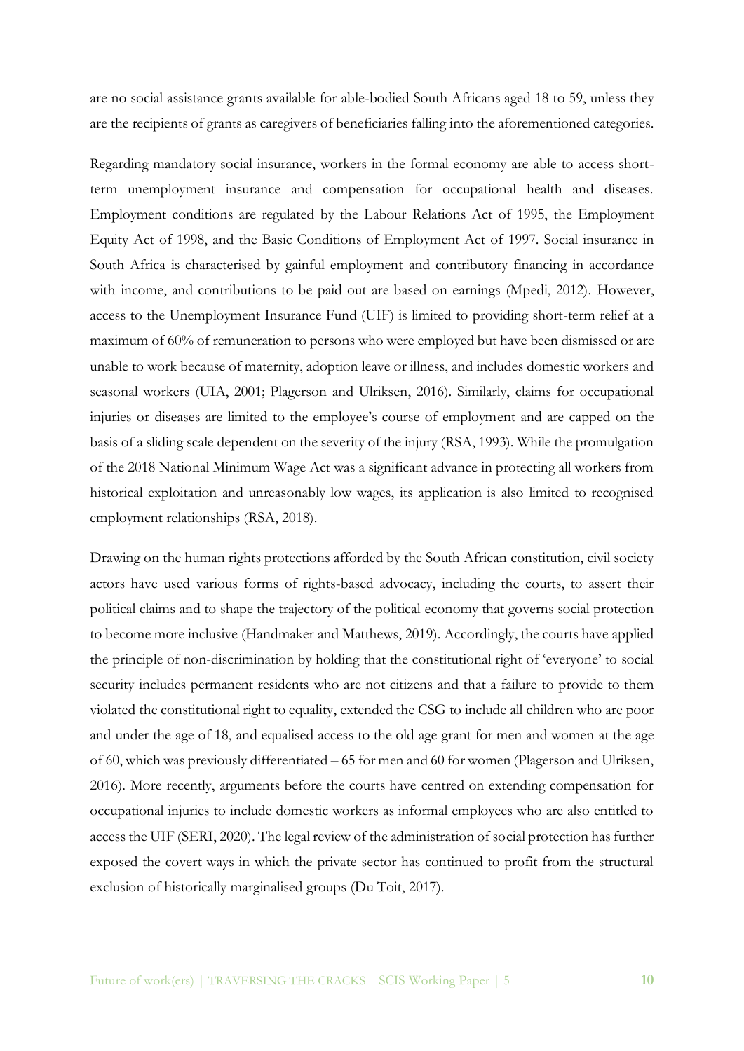are no social assistance grants available for able-bodied South Africans aged 18 to 59, unless they are the recipients of grants as caregivers of beneficiaries falling into the aforementioned categories.

Regarding mandatory social insurance, workers in the formal economy are able to access short-term unemployment insurance and compensation for occupational health and diseases. Employment conditions are regulated by the Labour Relations Act of 1995, the Employment Equity Act of 1998, and the Basic Conditions of Employment Act of 1997. Social insurance in South Africa is characterised by gainful employment and contributory financing in accordance with income, and contributions to be paid out are based on earnings (Mpedi, 2012). However, access to the Unemployment Insurance Fund (UIF) is limited to providing short-term relief at a maximum of 60% of remuneration to persons who were employed but have been dismissed or are unable to work because of maternity, adoption leave or illness, and includes domestic workers and seasonal workers (UIA, 2001; Plagerson and Ulriksen, 2016). Similarly, claims for occupational injuries or diseases are limited to the employee's course of employment and are capped on the basis of a sliding scale dependent on the severity of the injury (RSA, 1993). While the promulgation of the 2018 National Minimum Wage Act was a significant advance in protecting all workers from historical exploitation and unreasonably low wages, its application is also limited to recognised employment relationships (RSA, 2018).

Drawing on the human rights protections afforded by the South African constitution, civil society actors have used various forms of rights-based advocacy, including the courts, to assert their political claims and to shape the trajectory of the political economy that governs social protection to become more inclusive (Handmaker and Matthews, 2019). Accordingly, the courts have applied the principle of non-discrimination by holding that the constitutional right of 'everyone' to social security includes permanent residents who are not citizens and that a failure to provide to them violated the constitutional right to equality, extended the CSG to include all children who are poor and under the age of 18, and equalised access to the old age grant for men and women at the age of 60, which was previously differentiated – 65 for men and 60 for women (Plagerson and Ulriksen, 2016). More recently, arguments before the courts have centred on extending compensation for occupational injuries to include domestic workers as informal employees who are also entitled to access the UIF (SERI, 2020). The legal review of the administration of social protection has further exposed the covert ways in which the private sector has continued to profit from the structural exclusion of historically marginalised groups (Du Toit, 2017).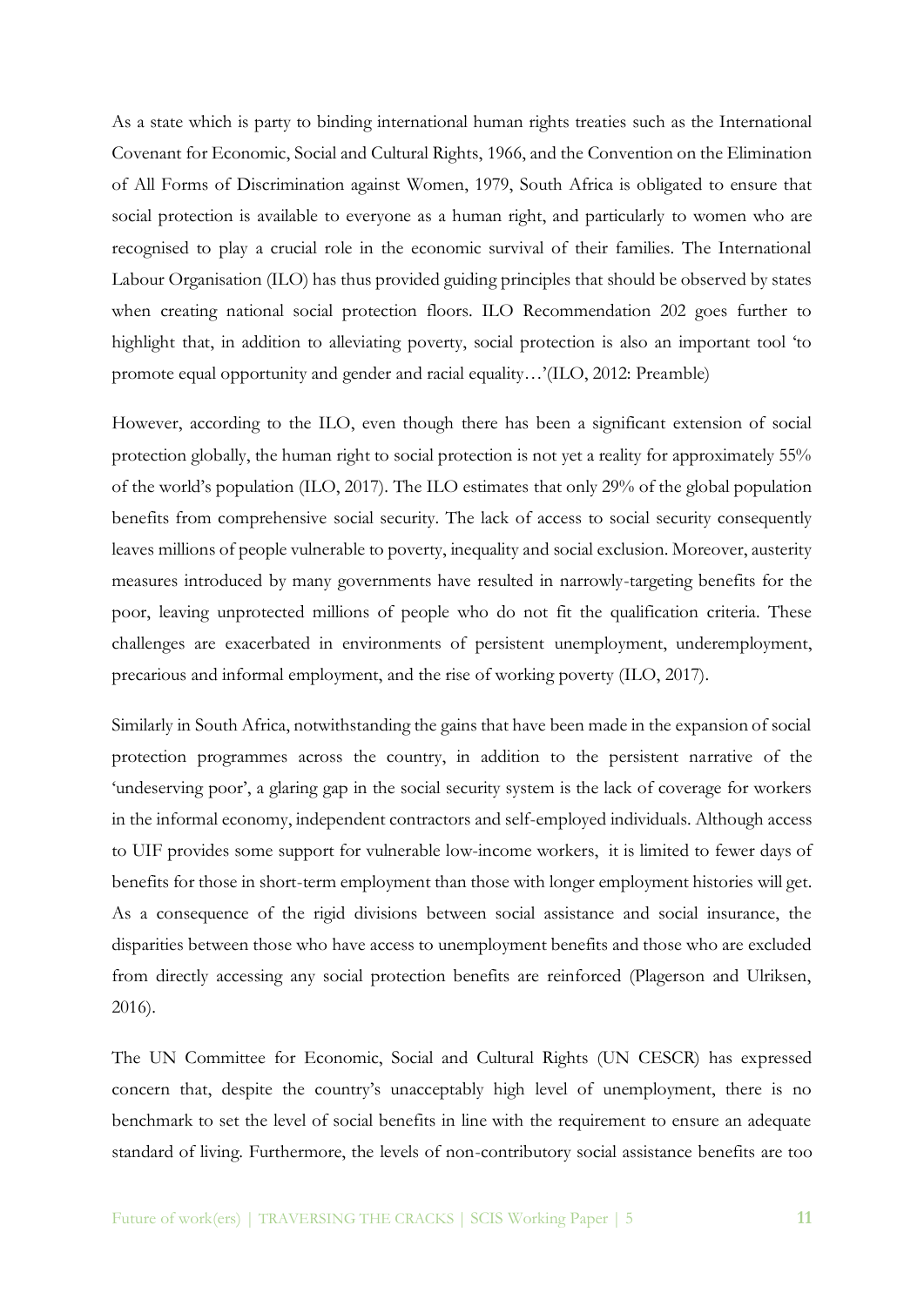As a state which is party to binding international human rights treaties such as the International Covenant for Economic, Social and Cultural Rights, 1966, and the Convention on the Elimination of All Forms of Discrimination against Women, 1979, South Africa is obligated to ensure that social protection is available to everyone as a human right, and particularly to women who are recognised to play a crucial role in the economic survival of their families. The International Labour Organisation (ILO) has thus provided guiding principles that should be observed by states when creating national social protection floors. ILO Recommendation 202 goes further to highlight that, in addition to alleviating poverty, social protection is also an important tool 'to promote equal opportunity and gender and racial equality…'(ILO, 2012: Preamble)

However, according to the ILO, even though there has been a significant extension of social protection globally, the human right to social protection is not yet a reality for approximately 55% of the world's population (ILO, 2017). The ILO estimates that only 29% of the global population benefits from comprehensive social security. The lack of access to social security consequently leaves millions of people vulnerable to poverty, inequality and social exclusion. Moreover, austerity measures introduced by many governments have resulted in narrowly-targeting benefits for the poor, leaving unprotected millions of people who do not fit the qualification criteria. These challenges are exacerbated in environments of persistent unemployment, underemployment, precarious and informal employment, and the rise of working poverty (ILO, 2017).

Similarly in South Africa, notwithstanding the gains that have been made in the expansion of social protection programmes across the country, in addition to the persistent narrative of the 'undeserving poor', a glaring gap in the social security system is the lack of coverage for workers in the informal economy, independent contractors and self-employed individuals. Although access to UIF provides some support for vulnerable low-income workers, it is limited to fewer days of benefits for those in short-term employment than those with longer employment histories will get. As a consequence of the rigid divisions between social assistance and social insurance, the disparities between those who have access to unemployment benefits and those who are excluded from directly accessing any social protection benefits are reinforced (Plagerson and Ulriksen, 2016).

The UN Committee for Economic, Social and Cultural Rights (UN CESCR) has expressed concern that, despite the country's unacceptably high level of unemployment, there is no benchmark to set the level of social benefits in line with the requirement to ensure an adequate standard of living. Furthermore, the levels of non-contributory social assistance benefits are too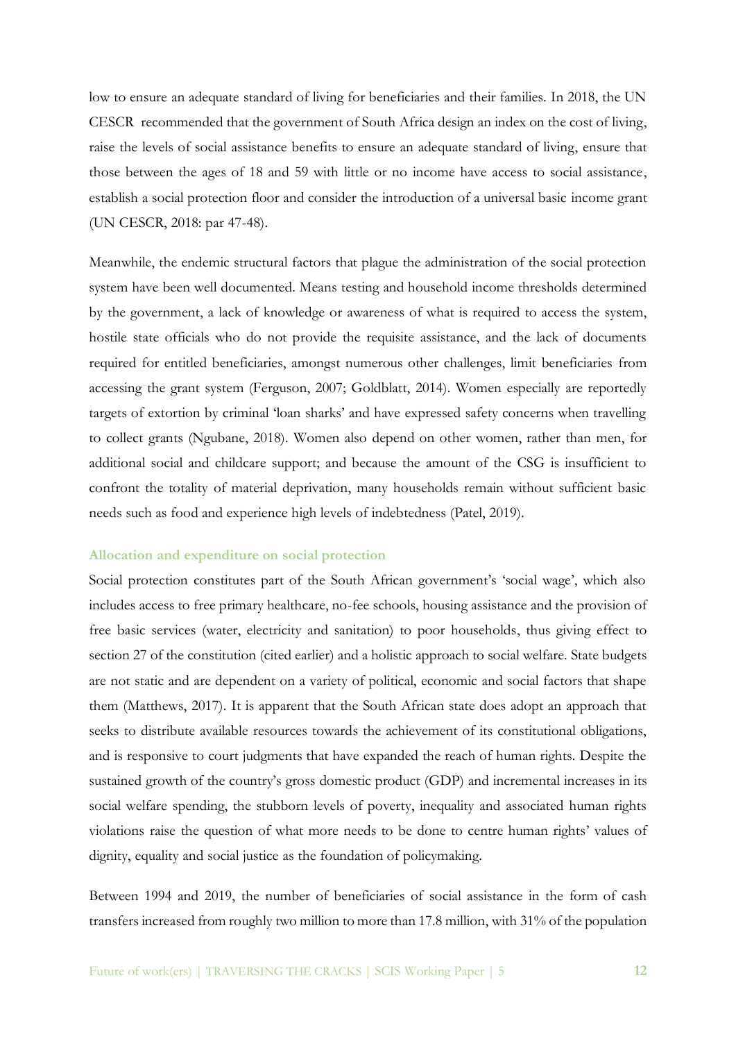low to ensure an adequate standard of living for beneficiaries and their families. In 2018, the UN CESCR recommended that the government of South Africa design an index on the cost of living, raise the levels of social assistance benefits to ensure an adequate standard of living, ensure that those between the ages of 18 and 59 with little or no income have access to social assistance, establish a social protection floor and consider the introduction of a universal basic income grant (UN CESCR, 2018: par 47-48).

Meanwhile, the endemic structural factors that plague the administration of the social protection system have been well documented. Means testing and household income thresholds determined by the government, a lack of knowledge or awareness of what is required to access the system, hostile state officials who do not provide the requisite assistance, and the lack of documents required for entitled beneficiaries, amongst numerous other challenges, limit beneficiaries from accessing the grant system (Ferguson, 2007; Goldblatt, 2014). Women especially are reportedly targets of extortion by criminal 'loan sharks' and have expressed safety concerns when travelling to collect grants (Ngubane, 2018). Women also depend on other women, rather than men, for additional social and childcare support; and because the amount of the CSG is insufficient to confront the totality of material deprivation, many households remain without sufficient basic needs such as food and experience high levels of indebtedness (Patel, 2019).

### Allocation and expenditure on social protection

Social protection constitutes part of the South African government's 'social wage', which also includes access to free primary healthcare, no-fee schools, housing assistance and the provision of free basic services (water, electricity and sanitation) to poor households, thus giving effect to section 27 of the constitution (cited earlier) and a holistic approach to social welfare. State budgets are not static and are dependent on a variety of political, economic and social factors that shape them (Matthews, 2017). It is apparent that the South African state does adopt an approach that seeks to distribute available resources towards the achievement of its constitutional obligations, and is responsive to court judgments that have expanded the reach of human rights. Despite the sustained growth of the country's gross domestic product (GDP) and incremental increases in its social welfare spending, the stubborn levels of poverty, inequality and associated human rights violations raise the question of what more needs to be done to centre human rights' values of dignity, equality and social justice as the foundation of policymaking.

Between 1994 and 2019, the number of beneficiaries of social assistance in the form of cash transfers increased from roughly two million to more than 17.8 million, with 31% of the population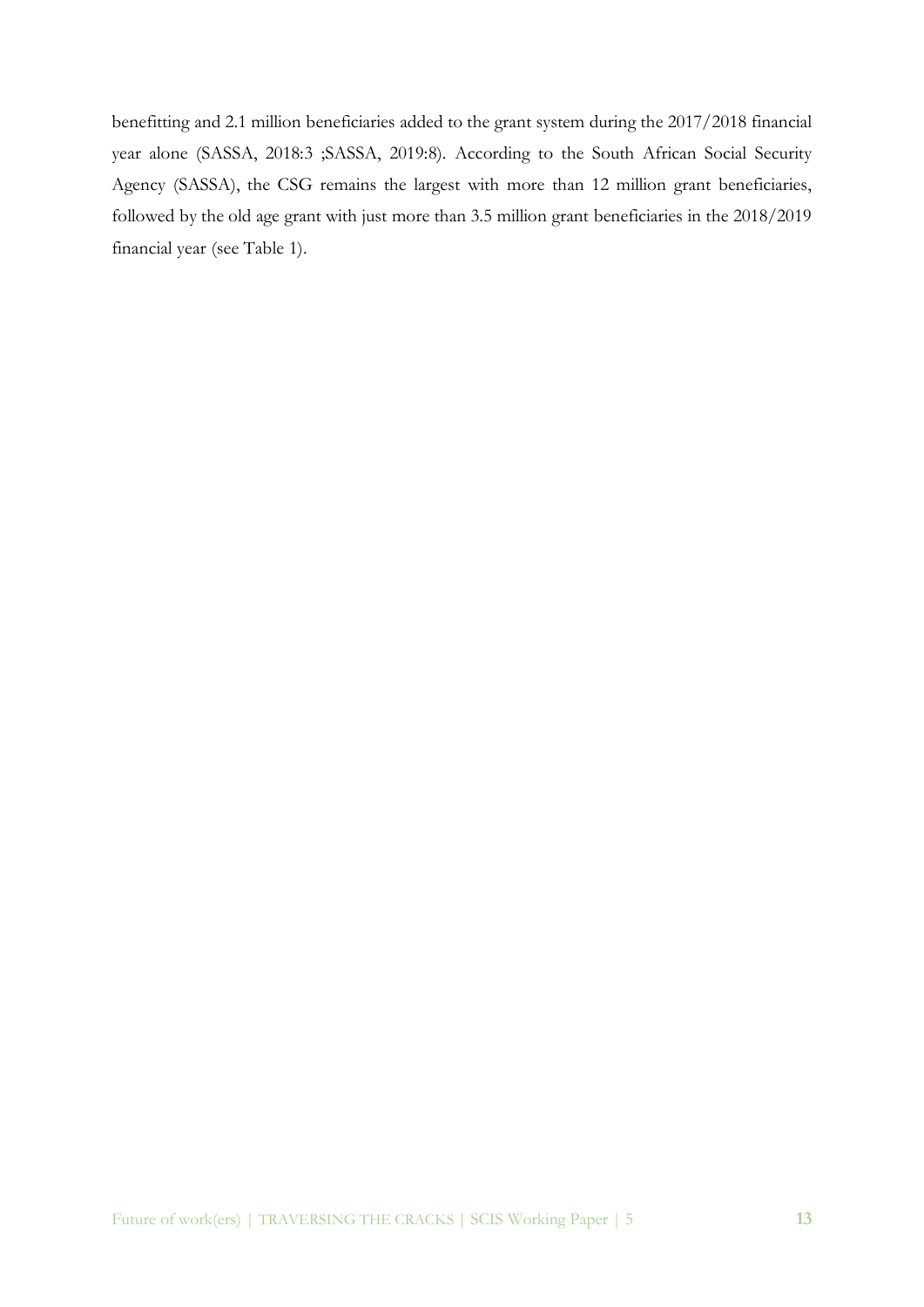benefitting and 2.1 million beneficiaries added to the grant system during the 2017/2018 financial year alone (SASSA, 2018:3 ;SASSA, 2019:8). According to the South African Social Security Agency (SASSA), the CSG remains the largest with more than 12 million grant beneficiaries, followed by the old age grant with just more than 3.5 million grant beneficiaries in the 2018/2019 financial year (see Table 1).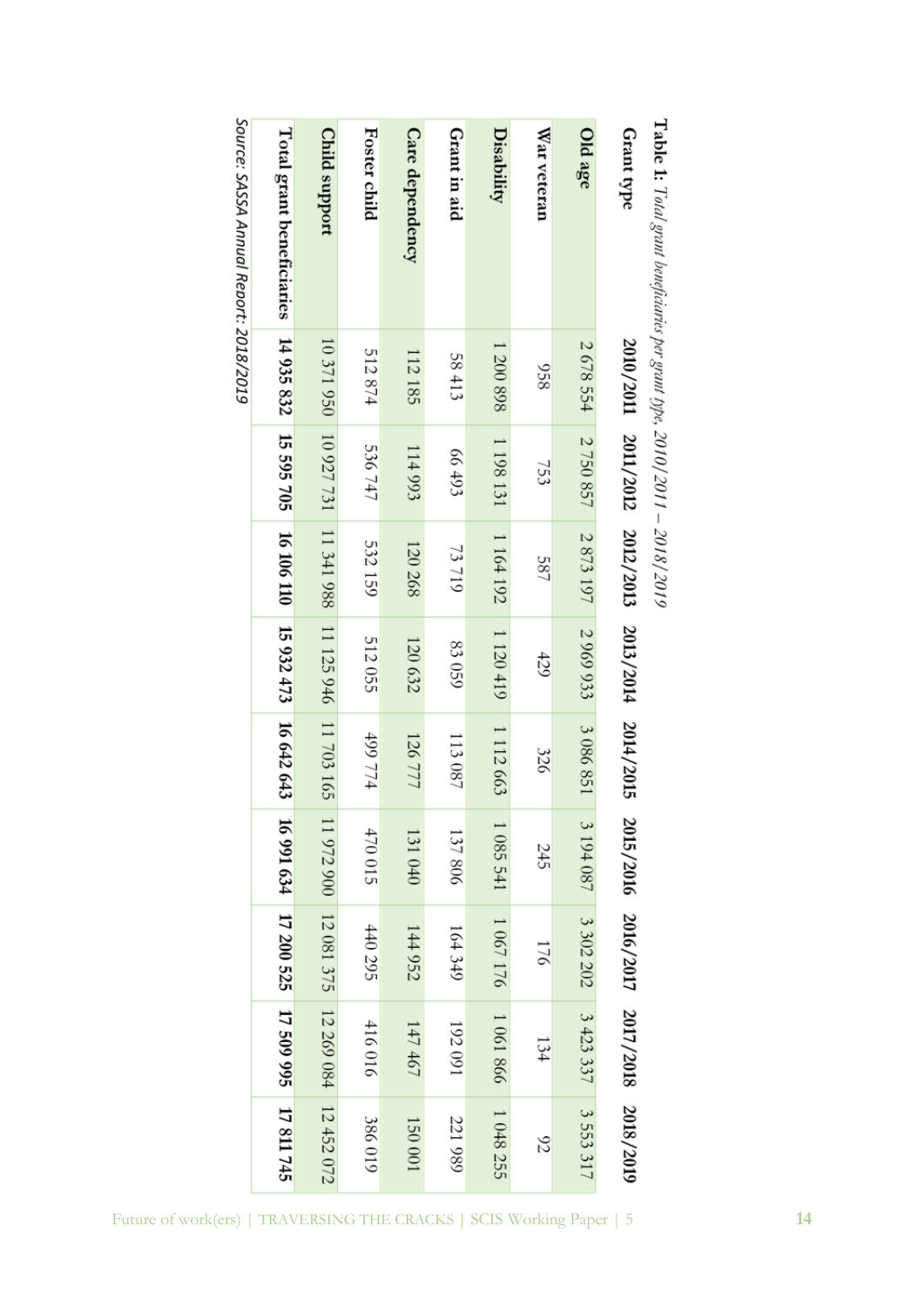**Table 1:** *Total grant beneficiaries per grant type, 2010/2011 – 2018/2019*

| Grant type | 2010/2011 | 2011/2012 | 2012/2013 | 2013/2014 | 2014/2015 | 2015/2016 | 2016/2017 | 2017/2018 | 2018/2019 |
|---|---|---|---|---|---|---|---|---|---|
| **Old age** | 2 678 554 | 2 750 857 | 2 873 197 | 2 969 933 | 3 086 851 | 3 194 087 | 3 302 202 | 3 423 337 | 3 553 317 |
| **War veteran** | 958 | 753 | 587 | 429 | 326 | 245 | 176 | 134 | 92 |
| **Disability** | 1 200 898 | 1 198 131 | 1 164 192 | 1 120 419 | 1 112 663 | 1 085 541 | 1 067 176 | 1 061 866 | 1 048 255 |
| **Grant in aid** | 58 413 | 66 493 | 73 719 | 83 059 | 113 087 | 137 806 | 164 349 | 192 091 | 221 989 |
| **Care dependency** | 112 185 | 114 993 | 120 268 | 120 632 | 126 777 | 131 040 | 144 952 | 147 467 | 150 001 |
| **Foster child** | 512 874 | 536 747 | 532 159 | 512 055 | 499 774 | 470 015 | 440 295 | 416 016 | 386 019 |
| **Child support** | 10 371 950 | 10 927 731 | 11 341 988 | 11 125 946 | 11 703 165 | 11 972 900 | 12 081 375 | 12 269 084 | 12 452 072 |
| **Total grant beneficiaries** | **14 935 832** | **15 595 705** | **16 106 110** | **15 932 473** | **16 642 643** | **16 991 634** | **17 200 525** | **17 509 995** | **17 811 745** |

*Source: SASSA Annual Report: 2018/2019*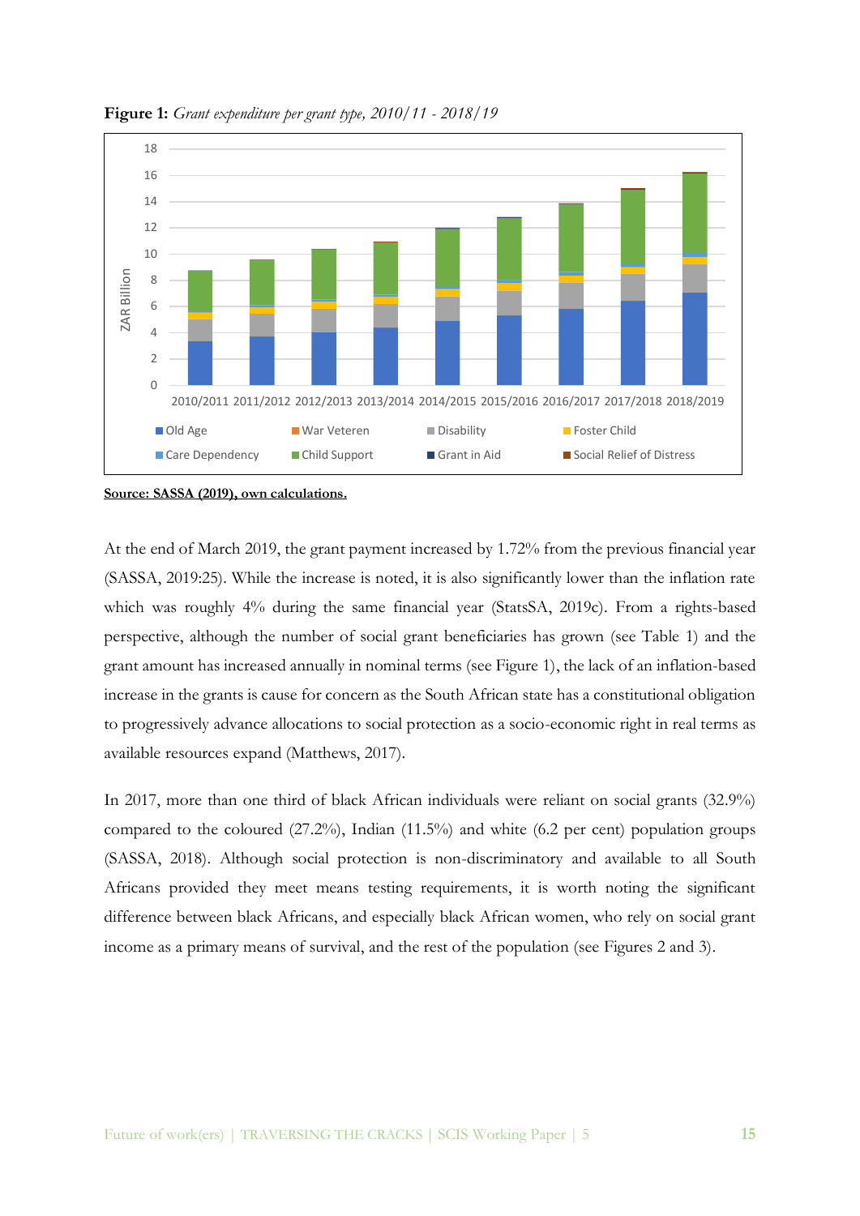**Figure 1:** *Grant expenditure per grant type, 2010/11 - 2018/19*

**Source: SASSA (2019), own calculations.**

At the end of March 2019, the grant payment increased by 1.72% from the previous financial year (SASSA, 2019:25). While the increase is noted, it is also significantly lower than the inflation rate which was roughly 4% during the same financial year (StatsSA, 2019c). From a rights-based perspective, although the number of social grant beneficiaries has grown (see Table 1) and the grant amount has increased annually in nominal terms (see Figure 1), the lack of an inflation-based increase in the grants is cause for concern as the South African state has a constitutional obligation to progressively advance allocations to social protection as a socio-economic right in real terms as available resources expand (Matthews, 2017).

In 2017, more than one third of black African individuals were reliant on social grants (32.9%) compared to the coloured (27.2%), Indian (11.5%) and white (6.2 per cent) population groups (SASSA, 2018). Although social protection is non-discriminatory and available to all South Africans provided they meet means testing requirements, it is worth noting the significant difference between black Africans, and especially black African women, who rely on social grant income as a primary means of survival, and the rest of the population (see Figures 2 and 3).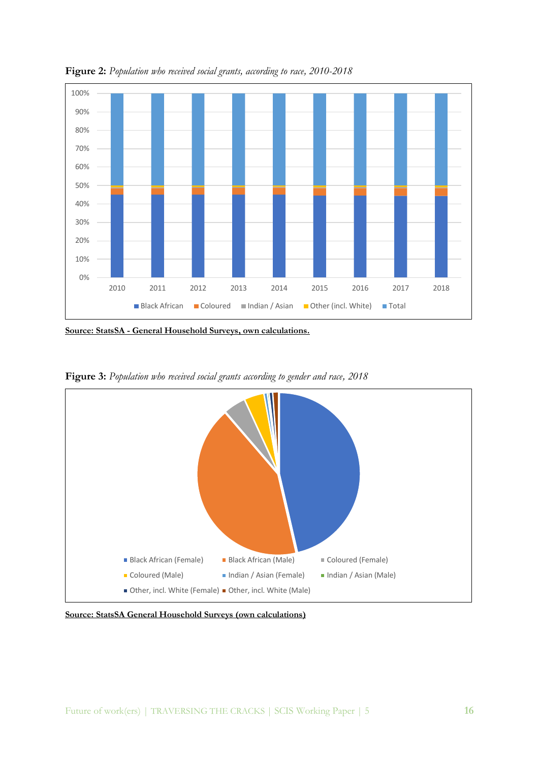**Figure 2:** *Population who received social grants, according to race, 2010-2018*

**Source: StatsSA - General Household Surveys, own calculations.**

**Figure 3:** *Population who received social grants according to gender and race, 2018*

**Source: StatsSA General Household Surveys (own calculations)**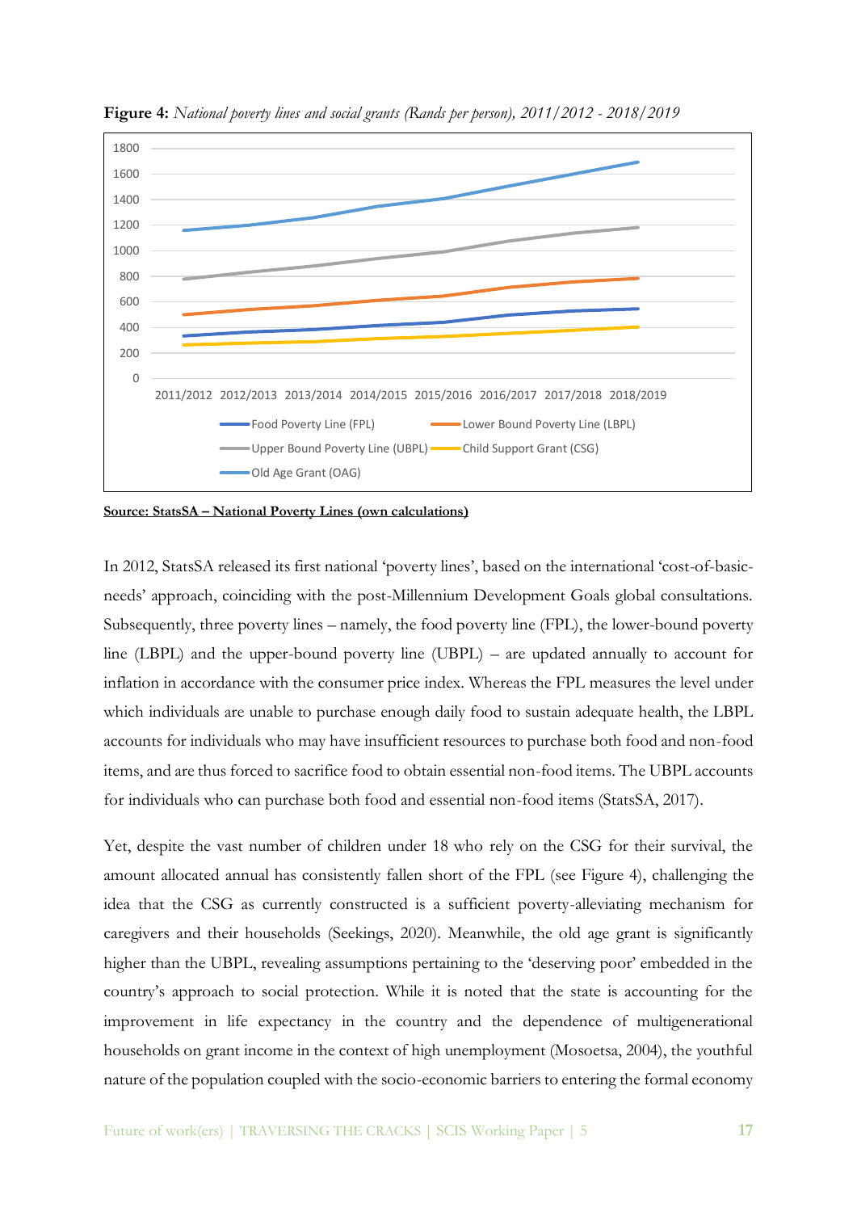**Figure 4:** *National poverty lines and social grants (Rands per person), 2011/2012 - 2018/2019*

Source: StatsSA – National Poverty Lines (own calculations)

In 2012, StatsSA released its first national 'poverty lines', based on the international 'cost-of-basic-needs' approach, coinciding with the post-Millennium Development Goals global consultations. Subsequently, three poverty lines – namely, the food poverty line (FPL), the lower-bound poverty line (LBPL) and the upper-bound poverty line (UBPL) – are updated annually to account for inflation in accordance with the consumer price index. Whereas the FPL measures the level under which individuals are unable to purchase enough daily food to sustain adequate health, the LBPL accounts for individuals who may have insufficient resources to purchase both food and non-food items, and are thus forced to sacrifice food to obtain essential non-food items. The UBPL accounts for individuals who can purchase both food and essential non-food items (StatsSA, 2017).

Yet, despite the vast number of children under 18 who rely on the CSG for their survival, the amount allocated annual has consistently fallen short of the FPL (see Figure 4), challenging the idea that the CSG as currently constructed is a sufficient poverty-alleviating mechanism for caregivers and their households (Seekings, 2020). Meanwhile, the old age grant is significantly higher than the UBPL, revealing assumptions pertaining to the 'deserving poor' embedded in the country's approach to social protection. While it is noted that the state is accounting for the improvement in life expectancy in the country and the dependence of multigenerational households on grant income in the context of high unemployment (Mosoetsa, 2004), the youthful nature of the population coupled with the socio-economic barriers to entering the formal economy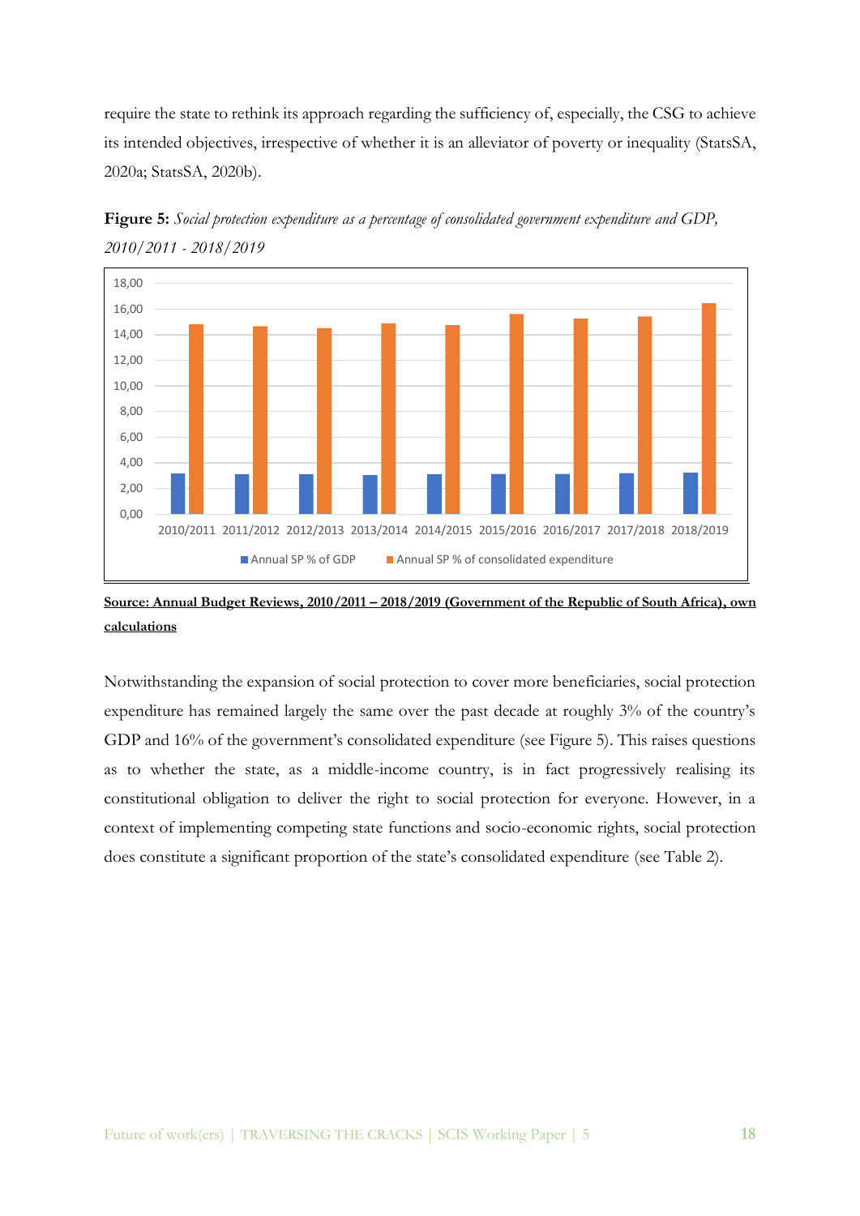require the state to rethink its approach regarding the sufficiency of, especially, the CSG to achieve its intended objectives, irrespective of whether it is an alleviator of poverty or inequality (StatsSA, 2020a; StatsSA, 2020b).

**Figure 5:** *Social protection expenditure as a percentage of consolidated government expenditure and GDP, 2010/2011 - 2018/2019*

**Source: Annual Budget Reviews, 2010/2011 – 2018/2019 (Government of the Republic of South Africa), own calculations**

Notwithstanding the expansion of social protection to cover more beneficiaries, social protection expenditure has remained largely the same over the past decade at roughly 3% of the country's GDP and 16% of the government's consolidated expenditure (see Figure 5). This raises questions as to whether the state, as a middle-income country, is in fact progressively realising its constitutional obligation to deliver the right to social protection for everyone. However, in a context of implementing competing state functions and socio-economic rights, social protection does constitute a significant proportion of the state's consolidated expenditure (see Table 2).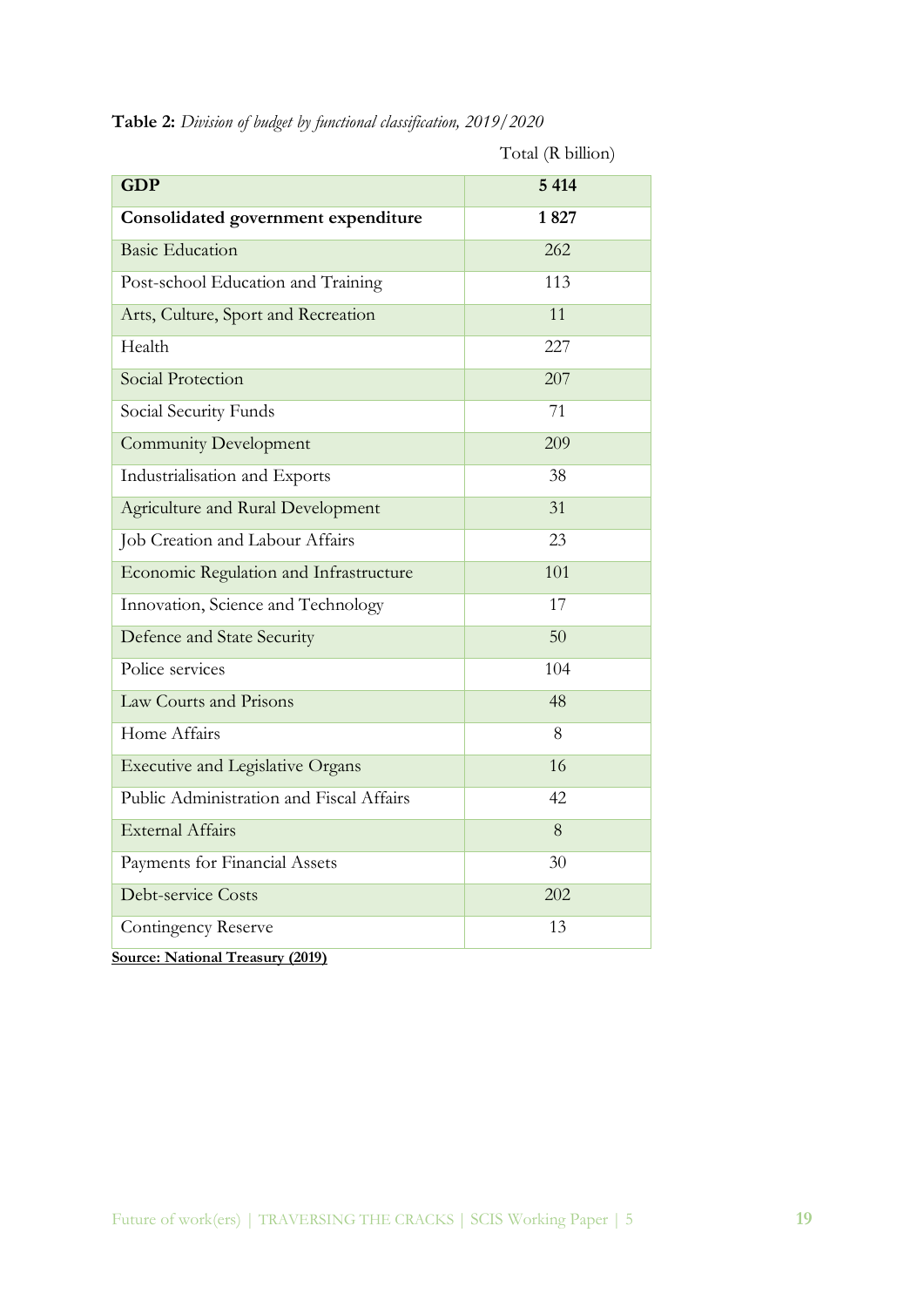**Table 2:** *Division of budget by functional classification, 2019/2020*

| | Total (R billion) |
|---|---|
| **GDP** | **5 414** |
| **Consolidated government expenditure** | **1 827** |
| Basic Education | 262 |
| Post-school Education and Training | 113 |
| Arts, Culture, Sport and Recreation | 11 |
| Health | 227 |
| Social Protection | 207 |
| Social Security Funds | 71 |
| Community Development | 209 |
| Industrialisation and Exports | 38 |
| Agriculture and Rural Development | 31 |
| Job Creation and Labour Affairs | 23 |
| Economic Regulation and Infrastructure | 101 |
| Innovation, Science and Technology | 17 |
| Defence and State Security | 50 |
| Police services | 104 |
| Law Courts and Prisons | 48 |
| Home Affairs | 8 |
| Executive and Legislative Organs | 16 |
| Public Administration and Fiscal Affairs | 42 |
| External Affairs | 8 |
| Payments for Financial Assets | 30 |
| Debt-service Costs | 202 |
| Contingency Reserve | 13 |

**Source: National Treasury (2019)**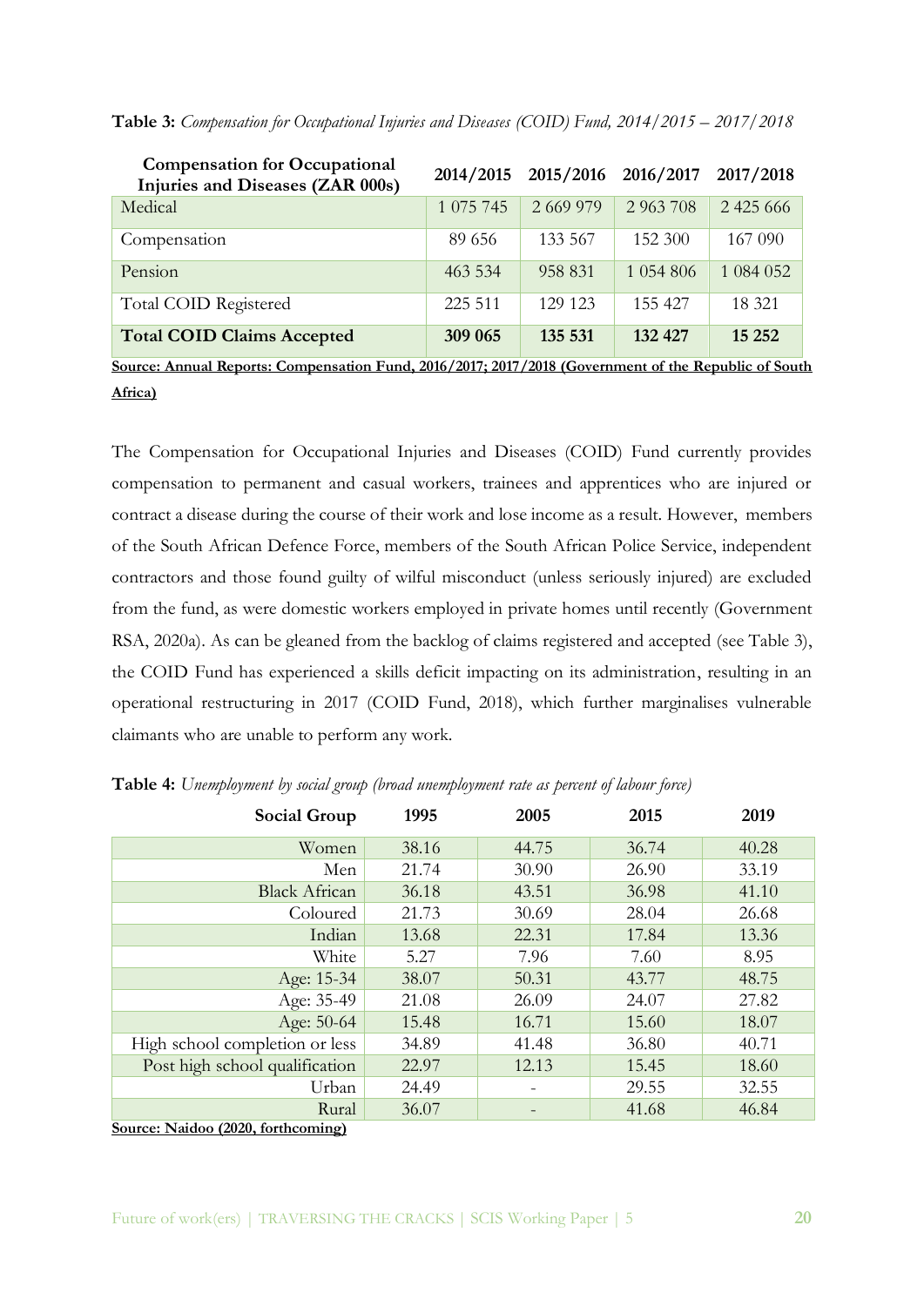**Table 3:** *Compensation for Occupational Injuries and Diseases (COID) Fund, 2014/2015 – 2017/2018*

| Compensation for Occupational Injuries and Diseases (ZAR 000s) | 2014/2015 | 2015/2016 | 2016/2017 | 2017/2018 |
|---|---|---|---|---|
| Medical | 1 075 745 | 2 669 979 | 2 963 708 | 2 425 666 |
| Compensation | 89 656 | 133 567 | 152 300 | 167 090 |
| Pension | 463 534 | 958 831 | 1 054 806 | 1 084 052 |
| Total COID Registered | 225 511 | 129 123 | 155 427 | 18 321 |
| **Total COID Claims Accepted** | **309 065** | **135 531** | **132 427** | **15 252** |

**Source: Annual Reports: Compensation Fund, 2016/2017; 2017/2018 (Government of the Republic of South Africa)**

The Compensation for Occupational Injuries and Diseases (COID) Fund currently provides compensation to permanent and casual workers, trainees and apprentices who are injured or contract a disease during the course of their work and lose income as a result. However, members of the South African Defence Force, members of the South African Police Service, independent contractors and those found guilty of wilful misconduct (unless seriously injured) are excluded from the fund, as were domestic workers employed in private homes until recently (Government RSA, 2020a). As can be gleaned from the backlog of claims registered and accepted (see Table 3), the COID Fund has experienced a skills deficit impacting on its administration, resulting in an operational restructuring in 2017 (COID Fund, 2018), which further marginalises vulnerable claimants who are unable to perform any work.

**Table 4:** *Unemployment by social group (broad unemployment rate as percent of labour force)*

| Social Group | 1995 | 2005 | 2015 | 2019 |
|---|---|---|---|---|
| Women | 38.16 | 44.75 | 36.74 | 40.28 |
| Men | 21.74 | 30.90 | 26.90 | 33.19 |
| Black African | 36.18 | 43.51 | 36.98 | 41.10 |
| Coloured | 21.73 | 30.69 | 28.04 | 26.68 |
| Indian | 13.68 | 22.31 | 17.84 | 13.36 |
| White | 5.27 | 7.96 | 7.60 | 8.95 |
| Age: 15-34 | 38.07 | 50.31 | 43.77 | 48.75 |
| Age: 35-49 | 21.08 | 26.09 | 24.07 | 27.82 |
| Age: 50-64 | 15.48 | 16.71 | 15.60 | 18.07 |
| High school completion or less | 34.89 | 41.48 | 36.80 | 40.71 |
| Post high school qualification | 22.97 | 12.13 | 15.45 | 18.60 |
| Urban | 24.49 | - | 29.55 | 32.55 |
| Rural | 36.07 | - | 41.68 | 46.84 |

**Source: Naidoo (2020, forthcoming)**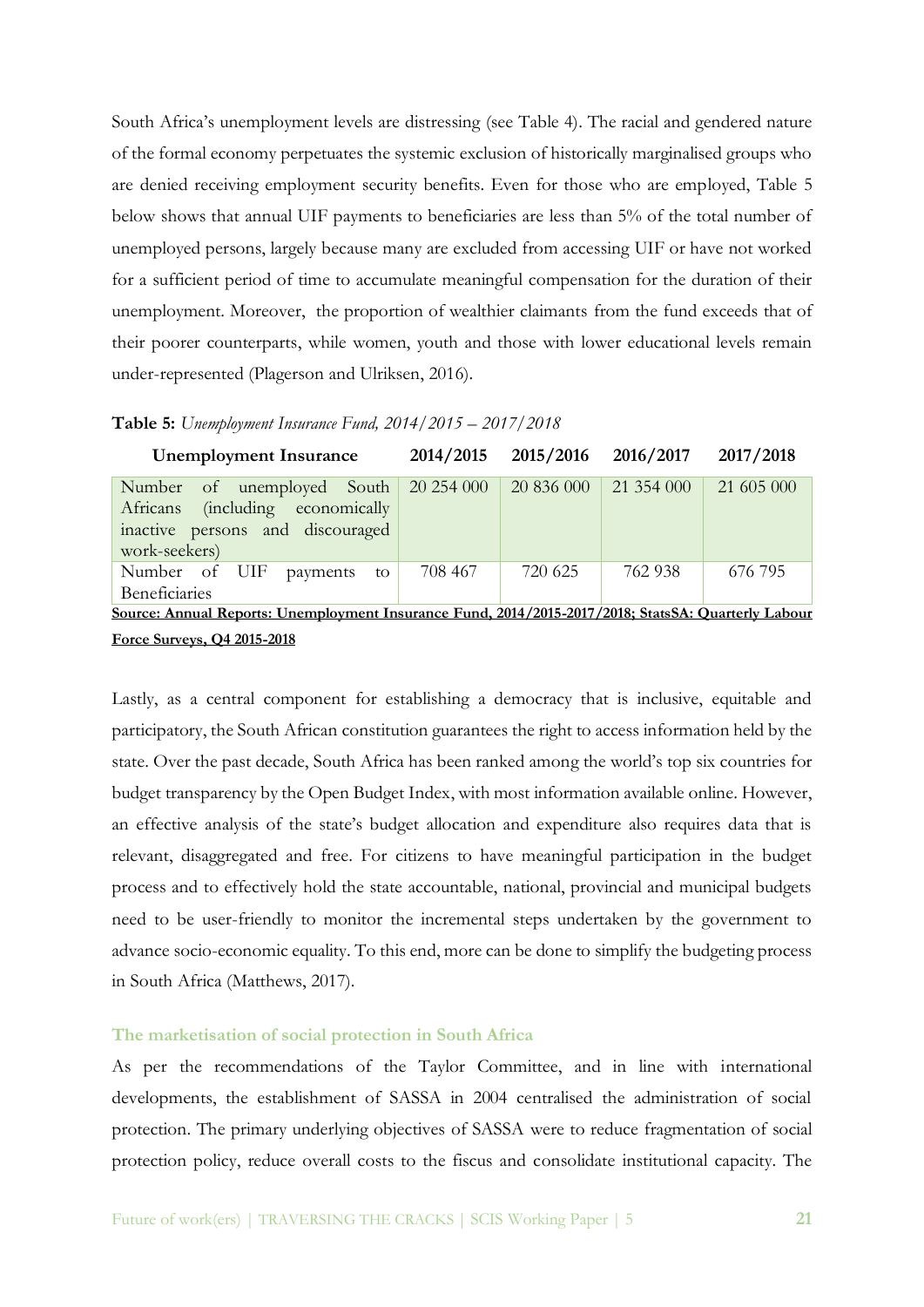South Africa's unemployment levels are distressing (see Table 4). The racial and gendered nature of the formal economy perpetuates the systemic exclusion of historically marginalised groups who are denied receiving employment security benefits. Even for those who are employed, Table 5 below shows that annual UIF payments to beneficiaries are less than 5% of the total number of unemployed persons, largely because many are excluded from accessing UIF or have not worked for a sufficient period of time to accumulate meaningful compensation for the duration of their unemployment. Moreover, the proportion of wealthier claimants from the fund exceeds that of their poorer counterparts, while women, youth and those with lower educational levels remain under-represented (Plagerson and Ulriksen, 2016).

**Table 5:** *Unemployment Insurance Fund, 2014/2015 – 2017/2018*

| Unemployment Insurance | 2014/2015 | 2015/2016 | 2016/2017 | 2017/2018 |
|---|---|---|---|---|
| Number of unemployed South Africans (including economically inactive persons and discouraged work-seekers) | 20 254 000 | 20 836 000 | 21 354 000 | 21 605 000 |
| Number of UIF payments to Beneficiaries | 708 467 | 720 625 | 762 938 | 676 795 |

**Source: Annual Reports: Unemployment Insurance Fund, 2014/2015-2017/2018; StatsSA: Quarterly Labour Force Surveys, Q4 2015-2018**

Lastly, as a central component for establishing a democracy that is inclusive, equitable and participatory, the South African constitution guarantees the right to access information held by the state. Over the past decade, South Africa has been ranked among the world's top six countries for budget transparency by the Open Budget Index, with most information available online. However, an effective analysis of the state's budget allocation and expenditure also requires data that is relevant, disaggregated and free. For citizens to have meaningful participation in the budget process and to effectively hold the state accountable, national, provincial and municipal budgets need to be user-friendly to monitor the incremental steps undertaken by the government to advance socio-economic equality. To this end, more can be done to simplify the budgeting process in South Africa (Matthews, 2017).

### The marketisation of social protection in South Africa

As per the recommendations of the Taylor Committee, and in line with international developments, the establishment of SASSA in 2004 centralised the administration of social protection. The primary underlying objectives of SASSA were to reduce fragmentation of social protection policy, reduce overall costs to the fiscus and consolidate institutional capacity. The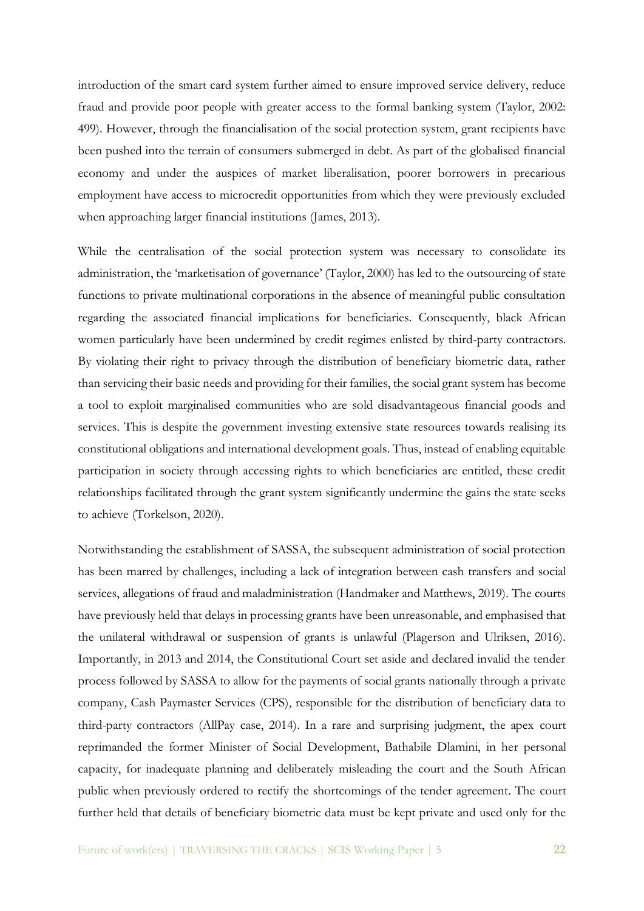introduction of the smart card system further aimed to ensure improved service delivery, reduce fraud and provide poor people with greater access to the formal banking system (Taylor, 2002: 499). However, through the financialisation of the social protection system, grant recipients have been pushed into the terrain of consumers submerged in debt. As part of the globalised financial economy and under the auspices of market liberalisation, poorer borrowers in precarious employment have access to microcredit opportunities from which they were previously excluded when approaching larger financial institutions (James, 2013).

While the centralisation of the social protection system was necessary to consolidate its administration, the 'marketisation of governance' (Taylor, 2000) has led to the outsourcing of state functions to private multinational corporations in the absence of meaningful public consultation regarding the associated financial implications for beneficiaries. Consequently, black African women particularly have been undermined by credit regimes enlisted by third-party contractors. By violating their right to privacy through the distribution of beneficiary biometric data, rather than servicing their basic needs and providing for their families, the social grant system has become a tool to exploit marginalised communities who are sold disadvantageous financial goods and services. This is despite the government investing extensive state resources towards realising its constitutional obligations and international development goals. Thus, instead of enabling equitable participation in society through accessing rights to which beneficiaries are entitled, these credit relationships facilitated through the grant system significantly undermine the gains the state seeks to achieve (Torkelson, 2020).

Notwithstanding the establishment of SASSA, the subsequent administration of social protection has been marred by challenges, including a lack of integration between cash transfers and social services, allegations of fraud and maladministration (Handmaker and Matthews, 2019). The courts have previously held that delays in processing grants have been unreasonable, and emphasised that the unilateral withdrawal or suspension of grants is unlawful (Plagerson and Ulriksen, 2016). Importantly, in 2013 and 2014, the Constitutional Court set aside and declared invalid the tender process followed by SASSA to allow for the payments of social grants nationally through a private company, Cash Paymaster Services (CPS), responsible for the distribution of beneficiary data to third-party contractors (AllPay case, 2014). In a rare and surprising judgment, the apex court reprimanded the former Minister of Social Development, Bathabile Dlamini, in her personal capacity, for inadequate planning and deliberately misleading the court and the South African public when previously ordered to rectify the shortcomings of the tender agreement. The court further held that details of beneficiary biometric data must be kept private and used only for the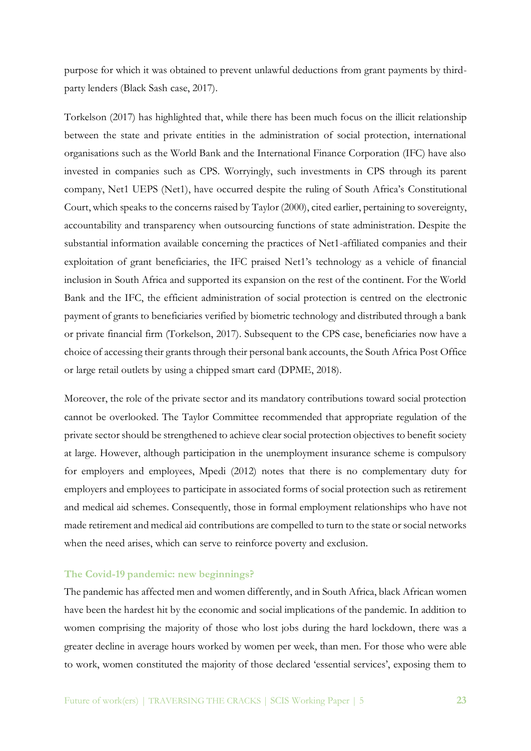purpose for which it was obtained to prevent unlawful deductions from grant payments by third-party lenders (Black Sash case, 2017).

Torkelson (2017) has highlighted that, while there has been much focus on the illicit relationship between the state and private entities in the administration of social protection, international organisations such as the World Bank and the International Finance Corporation (IFC) have also invested in companies such as CPS. Worryingly, such investments in CPS through its parent company, Net1 UEPS (Net1), have occurred despite the ruling of South Africa's Constitutional Court, which speaks to the concerns raised by Taylor (2000), cited earlier, pertaining to sovereignty, accountability and transparency when outsourcing functions of state administration. Despite the substantial information available concerning the practices of Net1-affiliated companies and their exploitation of grant beneficiaries, the IFC praised Net1's technology as a vehicle of financial inclusion in South Africa and supported its expansion on the rest of the continent. For the World Bank and the IFC, the efficient administration of social protection is centred on the electronic payment of grants to beneficiaries verified by biometric technology and distributed through a bank or private financial firm (Torkelson, 2017). Subsequent to the CPS case, beneficiaries now have a choice of accessing their grants through their personal bank accounts, the South Africa Post Office or large retail outlets by using a chipped smart card (DPME, 2018).

Moreover, the role of the private sector and its mandatory contributions toward social protection cannot be overlooked. The Taylor Committee recommended that appropriate regulation of the private sector should be strengthened to achieve clear social protection objectives to benefit society at large. However, although participation in the unemployment insurance scheme is compulsory for employers and employees, Mpedi (2012) notes that there is no complementary duty for employers and employees to participate in associated forms of social protection such as retirement and medical aid schemes. Consequently, those in formal employment relationships who have not made retirement and medical aid contributions are compelled to turn to the state or social networks when the need arises, which can serve to reinforce poverty and exclusion.

### The Covid-19 pandemic: new beginnings?

The pandemic has affected men and women differently, and in South Africa, black African women have been the hardest hit by the economic and social implications of the pandemic. In addition to women comprising the majority of those who lost jobs during the hard lockdown, there was a greater decline in average hours worked by women per week, than men. For those who were able to work, women constituted the majority of those declared 'essential services', exposing them to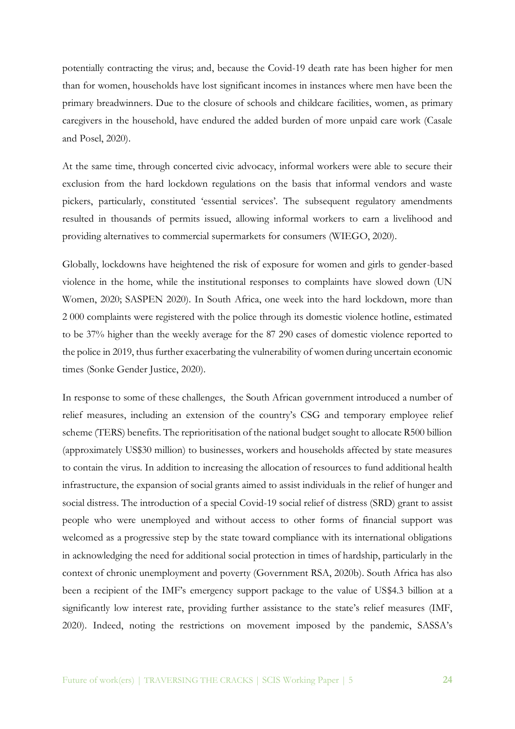potentially contracting the virus; and, because the Covid-19 death rate has been higher for men than for women, households have lost significant incomes in instances where men have been the primary breadwinners. Due to the closure of schools and childcare facilities, women, as primary caregivers in the household, have endured the added burden of more unpaid care work (Casale and Posel, 2020).

At the same time, through concerted civic advocacy, informal workers were able to secure their exclusion from the hard lockdown regulations on the basis that informal vendors and waste pickers, particularly, constituted 'essential services'. The subsequent regulatory amendments resulted in thousands of permits issued, allowing informal workers to earn a livelihood and providing alternatives to commercial supermarkets for consumers (WIEGO, 2020).

Globally, lockdowns have heightened the risk of exposure for women and girls to gender-based violence in the home, while the institutional responses to complaints have slowed down (UN Women, 2020; SASPEN 2020). In South Africa, one week into the hard lockdown, more than 2 000 complaints were registered with the police through its domestic violence hotline, estimated to be 37% higher than the weekly average for the 87 290 cases of domestic violence reported to the police in 2019, thus further exacerbating the vulnerability of women during uncertain economic times (Sonke Gender Justice, 2020).

In response to some of these challenges, the South African government introduced a number of relief measures, including an extension of the country's CSG and temporary employee relief scheme (TERS) benefits. The reprioritisation of the national budget sought to allocate R500 billion (approximately US$30 million) to businesses, workers and households affected by state measures to contain the virus. In addition to increasing the allocation of resources to fund additional health infrastructure, the expansion of social grants aimed to assist individuals in the relief of hunger and social distress. The introduction of a special Covid-19 social relief of distress (SRD) grant to assist people who were unemployed and without access to other forms of financial support was welcomed as a progressive step by the state toward compliance with its international obligations in acknowledging the need for additional social protection in times of hardship, particularly in the context of chronic unemployment and poverty (Government RSA, 2020b). South Africa has also been a recipient of the IMF's emergency support package to the value of US$4.3 billion at a significantly low interest rate, providing further assistance to the state's relief measures (IMF, 2020). Indeed, noting the restrictions on movement imposed by the pandemic, SASSA's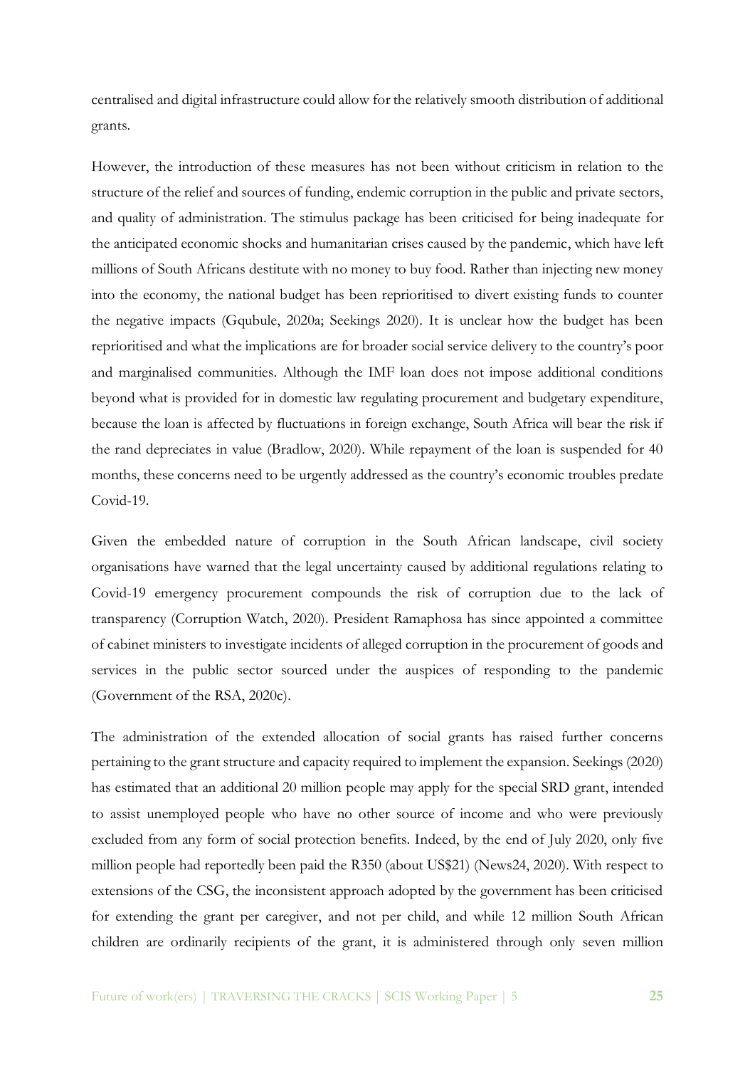centralised and digital infrastructure could allow for the relatively smooth distribution of additional grants.

However, the introduction of these measures has not been without criticism in relation to the structure of the relief and sources of funding, endemic corruption in the public and private sectors, and quality of administration. The stimulus package has been criticised for being inadequate for the anticipated economic shocks and humanitarian crises caused by the pandemic, which have left millions of South Africans destitute with no money to buy food. Rather than injecting new money into the economy, the national budget has been reprioritised to divert existing funds to counter the negative impacts (Gqubule, 2020a; Seekings 2020). It is unclear how the budget has been reprioritised and what the implications are for broader social service delivery to the country's poor and marginalised communities. Although the IMF loan does not impose additional conditions beyond what is provided for in domestic law regulating procurement and budgetary expenditure, because the loan is affected by fluctuations in foreign exchange, South Africa will bear the risk if the rand depreciates in value (Bradlow, 2020). While repayment of the loan is suspended for 40 months, these concerns need to be urgently addressed as the country's economic troubles predate Covid-19.

Given the embedded nature of corruption in the South African landscape, civil society organisations have warned that the legal uncertainty caused by additional regulations relating to Covid-19 emergency procurement compounds the risk of corruption due to the lack of transparency (Corruption Watch, 2020). President Ramaphosa has since appointed a committee of cabinet ministers to investigate incidents of alleged corruption in the procurement of goods and services in the public sector sourced under the auspices of responding to the pandemic (Government of the RSA, 2020c).

The administration of the extended allocation of social grants has raised further concerns pertaining to the grant structure and capacity required to implement the expansion. Seekings (2020) has estimated that an additional 20 million people may apply for the special SRD grant, intended to assist unemployed people who have no other source of income and who were previously excluded from any form of social protection benefits. Indeed, by the end of July 2020, only five million people had reportedly been paid the R350 (about US$21) (News24, 2020). With respect to extensions of the CSG, the inconsistent approach adopted by the government has been criticised for extending the grant per caregiver, and not per child, and while 12 million South African children are ordinarily recipients of the grant, it is administered through only seven million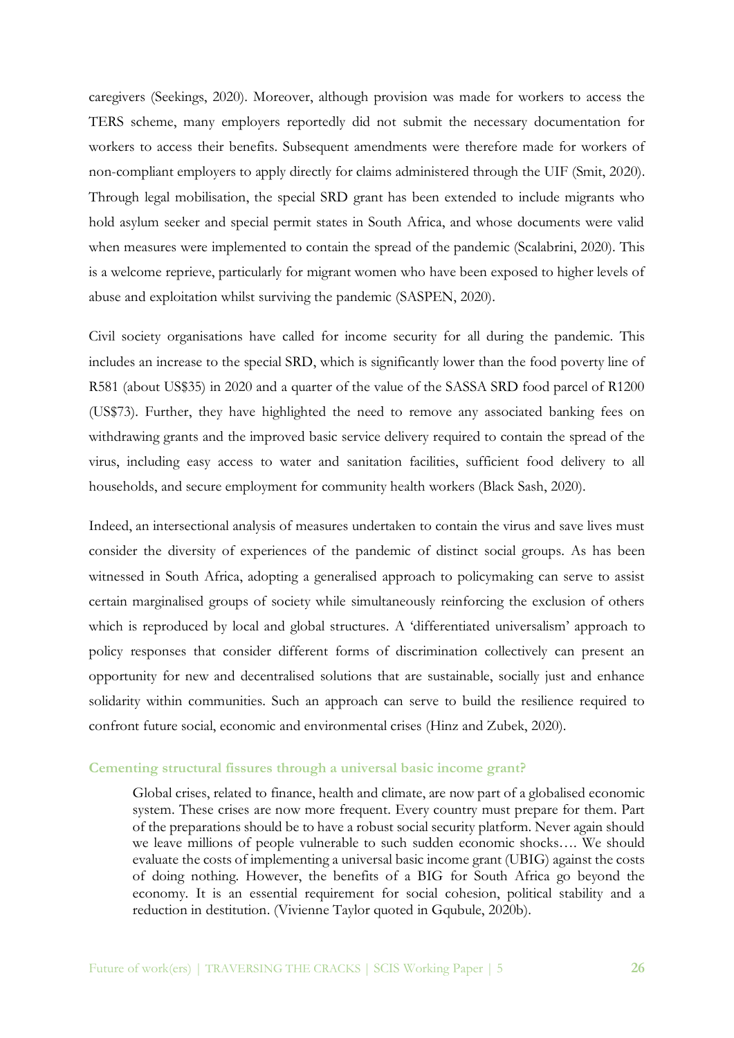caregivers (Seekings, 2020). Moreover, although provision was made for workers to access the TERS scheme, many employers reportedly did not submit the necessary documentation for workers to access their benefits. Subsequent amendments were therefore made for workers of non-compliant employers to apply directly for claims administered through the UIF (Smit, 2020). Through legal mobilisation, the special SRD grant has been extended to include migrants who hold asylum seeker and special permit states in South Africa, and whose documents were valid when measures were implemented to contain the spread of the pandemic (Scalabrini, 2020). This is a welcome reprieve, particularly for migrant women who have been exposed to higher levels of abuse and exploitation whilst surviving the pandemic (SASPEN, 2020).

Civil society organisations have called for income security for all during the pandemic. This includes an increase to the special SRD, which is significantly lower than the food poverty line of R581 (about US$35) in 2020 and a quarter of the value of the SASSA SRD food parcel of R1200 (US$73). Further, they have highlighted the need to remove any associated banking fees on withdrawing grants and the improved basic service delivery required to contain the spread of the virus, including easy access to water and sanitation facilities, sufficient food delivery to all households, and secure employment for community health workers (Black Sash, 2020).

Indeed, an intersectional analysis of measures undertaken to contain the virus and save lives must consider the diversity of experiences of the pandemic of distinct social groups. As has been witnessed in South Africa, adopting a generalised approach to policymaking can serve to assist certain marginalised groups of society while simultaneously reinforcing the exclusion of others which is reproduced by local and global structures. A 'differentiated universalism' approach to policy responses that consider different forms of discrimination collectively can present an opportunity for new and decentralised solutions that are sustainable, socially just and enhance solidarity within communities. Such an approach can serve to build the resilience required to confront future social, economic and environmental crises (Hinz and Zubek, 2020).

### Cementing structural fissures through a universal basic income grant?

> Global crises, related to finance, health and climate, are now part of a globalised economic system. These crises are now more frequent. Every country must prepare for them. Part of the preparations should be to have a robust social security platform. Never again should we leave millions of people vulnerable to such sudden economic shocks…. We should evaluate the costs of implementing a universal basic income grant (UBIG) against the costs of doing nothing. However, the benefits of a BIG for South Africa go beyond the economy. It is an essential requirement for social cohesion, political stability and a reduction in destitution. (Vivienne Taylor quoted in Gqubule, 2020b).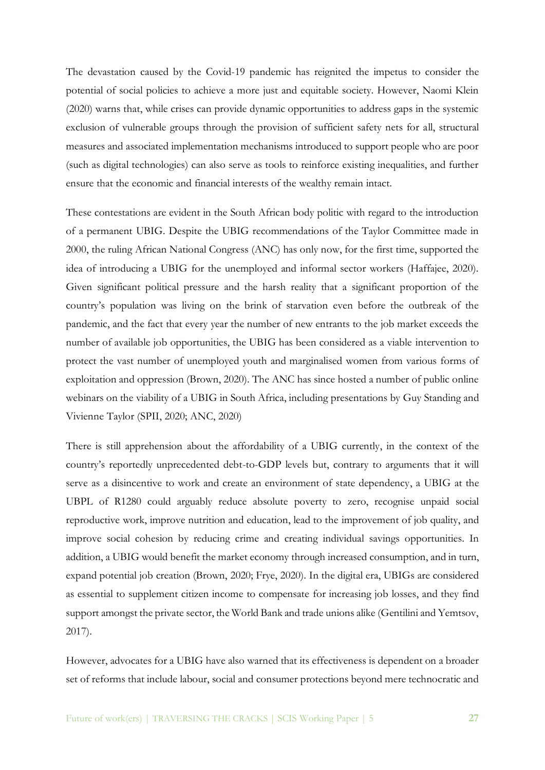The devastation caused by the Covid-19 pandemic has reignited the impetus to consider the potential of social policies to achieve a more just and equitable society. However, Naomi Klein (2020) warns that, while crises can provide dynamic opportunities to address gaps in the systemic exclusion of vulnerable groups through the provision of sufficient safety nets for all, structural measures and associated implementation mechanisms introduced to support people who are poor (such as digital technologies) can also serve as tools to reinforce existing inequalities, and further ensure that the economic and financial interests of the wealthy remain intact.

These contestations are evident in the South African body politic with regard to the introduction of a permanent UBIG. Despite the UBIG recommendations of the Taylor Committee made in 2000, the ruling African National Congress (ANC) has only now, for the first time, supported the idea of introducing a UBIG for the unemployed and informal sector workers (Haffajee, 2020). Given significant political pressure and the harsh reality that a significant proportion of the country's population was living on the brink of starvation even before the outbreak of the pandemic, and the fact that every year the number of new entrants to the job market exceeds the number of available job opportunities, the UBIG has been considered as a viable intervention to protect the vast number of unemployed youth and marginalised women from various forms of exploitation and oppression (Brown, 2020). The ANC has since hosted a number of public online webinars on the viability of a UBIG in South Africa, including presentations by Guy Standing and Vivienne Taylor (SPII, 2020; ANC, 2020)

There is still apprehension about the affordability of a UBIG currently, in the context of the country's reportedly unprecedented debt-to-GDP levels but, contrary to arguments that it will serve as a disincentive to work and create an environment of state dependency, a UBIG at the UBPL of R1280 could arguably reduce absolute poverty to zero, recognise unpaid social reproductive work, improve nutrition and education, lead to the improvement of job quality, and improve social cohesion by reducing crime and creating individual savings opportunities. In addition, a UBIG would benefit the market economy through increased consumption, and in turn, expand potential job creation (Brown, 2020; Frye, 2020). In the digital era, UBIGs are considered as essential to supplement citizen income to compensate for increasing job losses, and they find support amongst the private sector, the World Bank and trade unions alike (Gentilini and Yemtsov, 2017).

However, advocates for a UBIG have also warned that its effectiveness is dependent on a broader set of reforms that include labour, social and consumer protections beyond mere technocratic and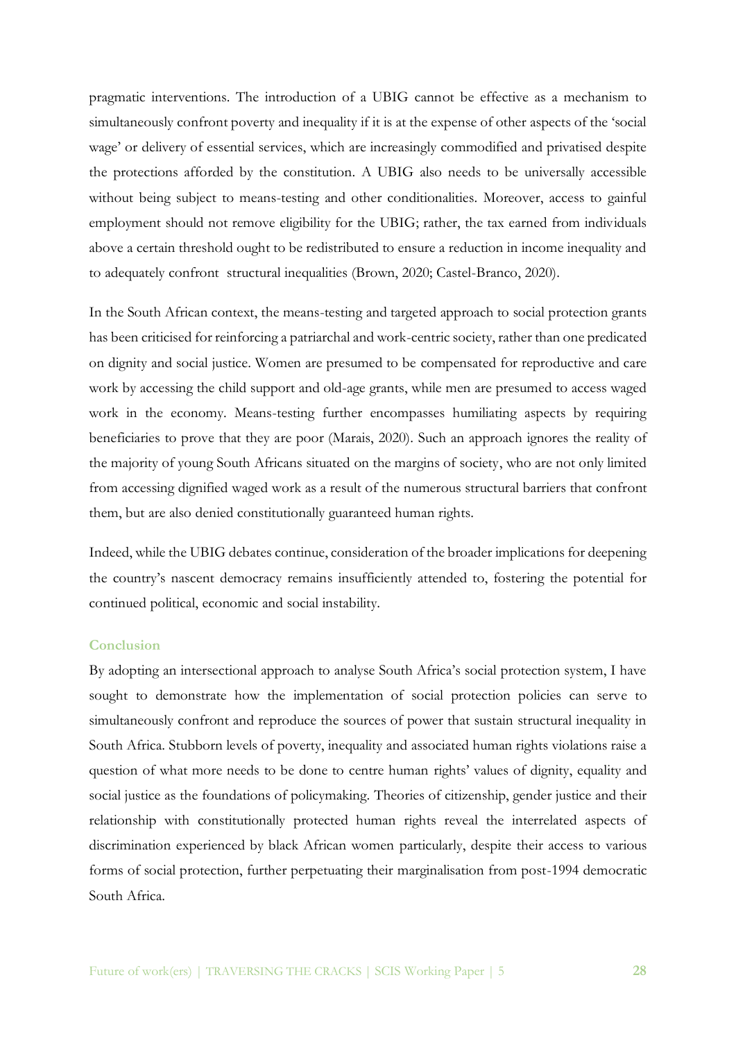pragmatic interventions. The introduction of a UBIG cannot be effective as a mechanism to simultaneously confront poverty and inequality if it is at the expense of other aspects of the 'social wage' or delivery of essential services, which are increasingly commodified and privatised despite the protections afforded by the constitution. A UBIG also needs to be universally accessible without being subject to means-testing and other conditionalities. Moreover, access to gainful employment should not remove eligibility for the UBIG; rather, the tax earned from individuals above a certain threshold ought to be redistributed to ensure a reduction in income inequality and to adequately confront structural inequalities (Brown, 2020; Castel-Branco, 2020).

In the South African context, the means-testing and targeted approach to social protection grants has been criticised for reinforcing a patriarchal and work-centric society, rather than one predicated on dignity and social justice. Women are presumed to be compensated for reproductive and care work by accessing the child support and old-age grants, while men are presumed to access waged work in the economy. Means-testing further encompasses humiliating aspects by requiring beneficiaries to prove that they are poor (Marais, 2020). Such an approach ignores the reality of the majority of young South Africans situated on the margins of society, who are not only limited from accessing dignified waged work as a result of the numerous structural barriers that confront them, but are also denied constitutionally guaranteed human rights.

Indeed, while the UBIG debates continue, consideration of the broader implications for deepening the country's nascent democracy remains insufficiently attended to, fostering the potential for continued political, economic and social instability.

## Conclusion

By adopting an intersectional approach to analyse South Africa's social protection system, I have sought to demonstrate how the implementation of social protection policies can serve to simultaneously confront and reproduce the sources of power that sustain structural inequality in South Africa. Stubborn levels of poverty, inequality and associated human rights violations raise a question of what more needs to be done to centre human rights' values of dignity, equality and social justice as the foundations of policymaking. Theories of citizenship, gender justice and their relationship with constitutionally protected human rights reveal the interrelated aspects of discrimination experienced by black African women particularly, despite their access to various forms of social protection, further perpetuating their marginalisation from post-1994 democratic South Africa.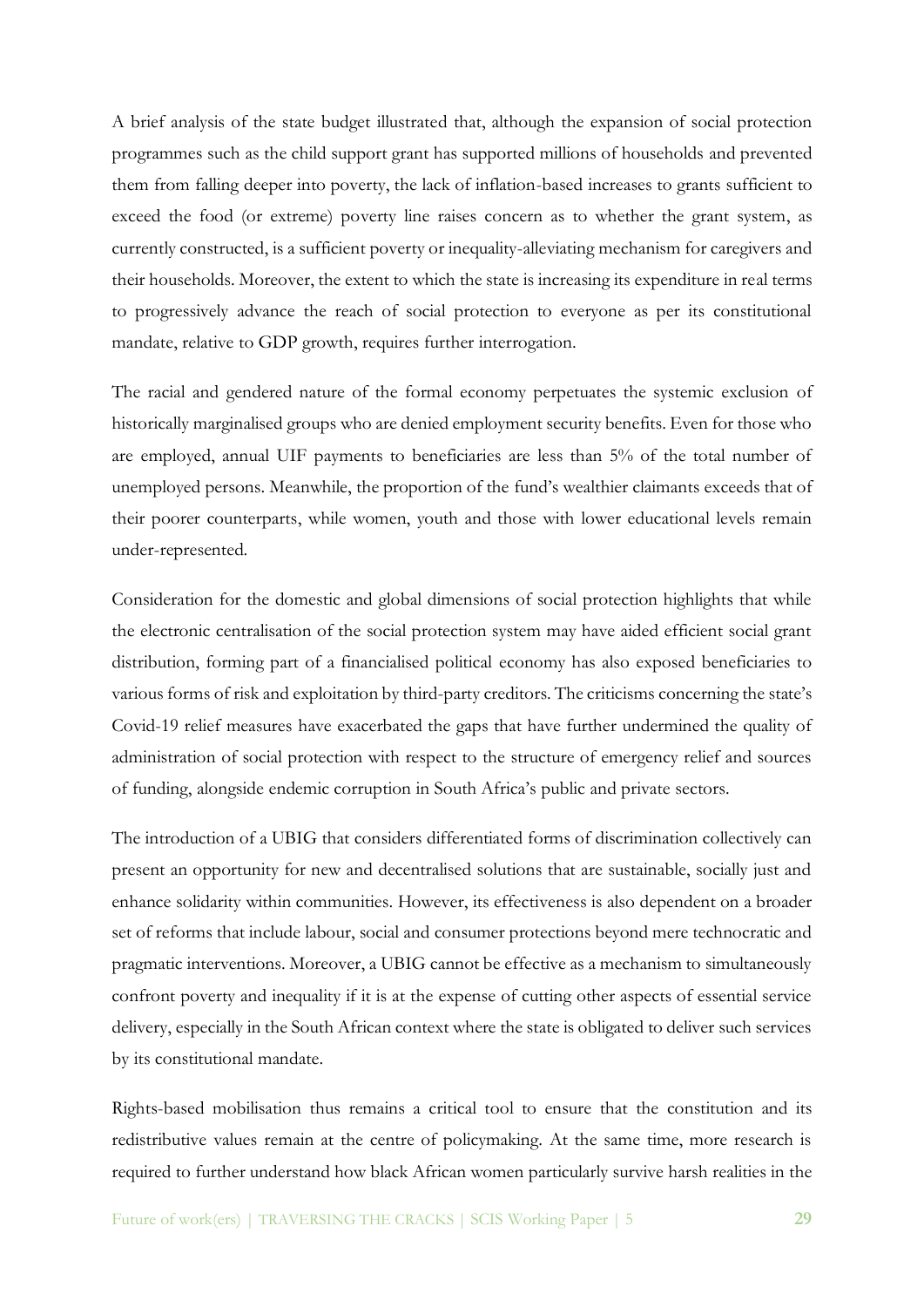A brief analysis of the state budget illustrated that, although the expansion of social protection programmes such as the child support grant has supported millions of households and prevented them from falling deeper into poverty, the lack of inflation-based increases to grants sufficient to exceed the food (or extreme) poverty line raises concern as to whether the grant system, as currently constructed, is a sufficient poverty or inequality-alleviating mechanism for caregivers and their households. Moreover, the extent to which the state is increasing its expenditure in real terms to progressively advance the reach of social protection to everyone as per its constitutional mandate, relative to GDP growth, requires further interrogation.

The racial and gendered nature of the formal economy perpetuates the systemic exclusion of historically marginalised groups who are denied employment security benefits. Even for those who are employed, annual UIF payments to beneficiaries are less than 5% of the total number of unemployed persons. Meanwhile, the proportion of the fund's wealthier claimants exceeds that of their poorer counterparts, while women, youth and those with lower educational levels remain under-represented.

Consideration for the domestic and global dimensions of social protection highlights that while the electronic centralisation of the social protection system may have aided efficient social grant distribution, forming part of a financialised political economy has also exposed beneficiaries to various forms of risk and exploitation by third-party creditors. The criticisms concerning the state's Covid-19 relief measures have exacerbated the gaps that have further undermined the quality of administration of social protection with respect to the structure of emergency relief and sources of funding, alongside endemic corruption in South Africa's public and private sectors.

The introduction of a UBIG that considers differentiated forms of discrimination collectively can present an opportunity for new and decentralised solutions that are sustainable, socially just and enhance solidarity within communities. However, its effectiveness is also dependent on a broader set of reforms that include labour, social and consumer protections beyond mere technocratic and pragmatic interventions. Moreover, a UBIG cannot be effective as a mechanism to simultaneously confront poverty and inequality if it is at the expense of cutting other aspects of essential service delivery, especially in the South African context where the state is obligated to deliver such services by its constitutional mandate.

Rights-based mobilisation thus remains a critical tool to ensure that the constitution and its redistributive values remain at the centre of policymaking. At the same time, more research is required to further understand how black African women particularly survive harsh realities in the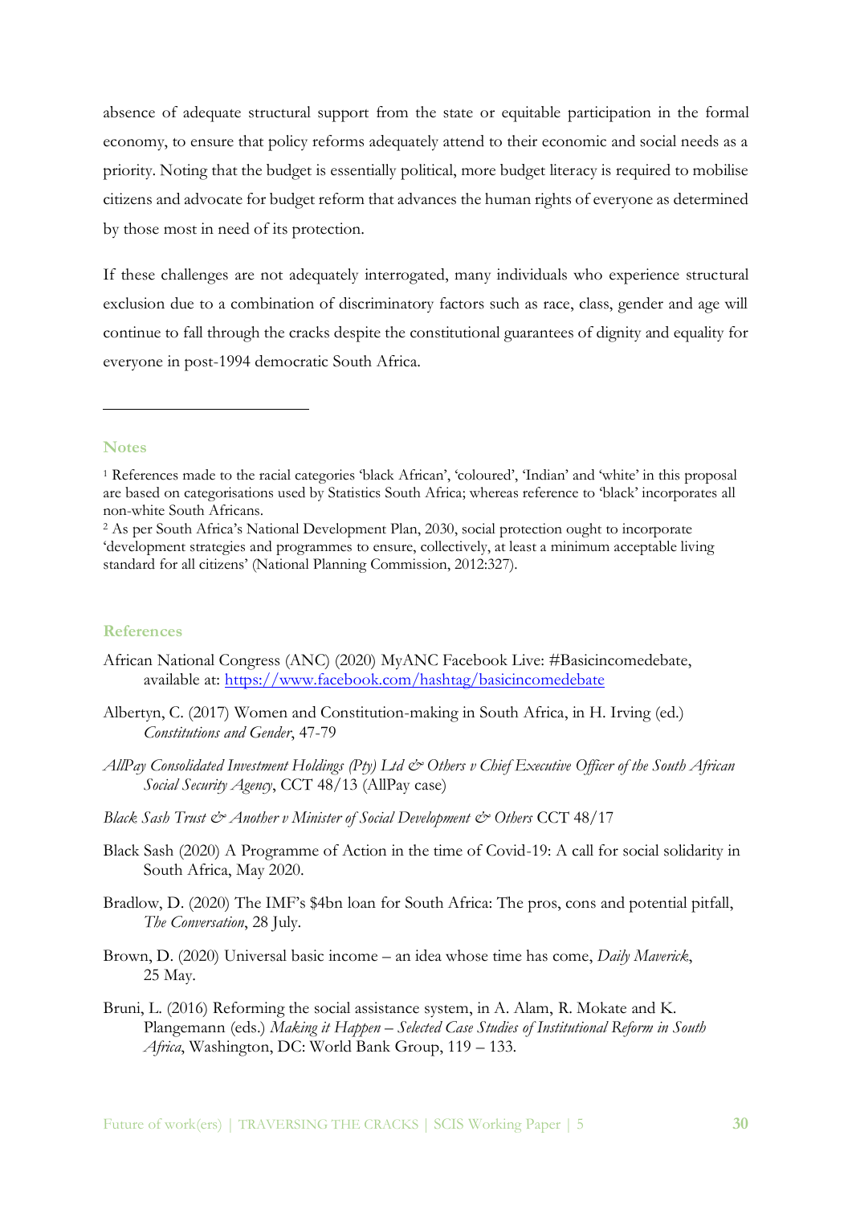absence of adequate structural support from the state or equitable participation in the formal economy, to ensure that policy reforms adequately attend to their economic and social needs as a priority. Noting that the budget is essentially political, more budget literacy is required to mobilise citizens and advocate for budget reform that advances the human rights of everyone as determined by those most in need of its protection.

If these challenges are not adequately interrogated, many individuals who experience structural exclusion due to a combination of discriminatory factors such as race, class, gender and age will continue to fall through the cracks despite the constitutional guarantees of dignity and equality for everyone in post-1994 democratic South Africa.

---

## Notes

[1] References made to the racial categories 'black African', 'coloured', 'Indian' and 'white' in this proposal are based on categorisations used by Statistics South Africa; whereas reference to 'black' incorporates all non-white South Africans.

[2] As per South Africa's National Development Plan, 2030, social protection ought to incorporate 'development strategies and programmes to ensure, collectively, at least a minimum acceptable living standard for all citizens' (National Planning Commission, 2012:327).

## References

African National Congress (ANC) (2020) MyANC Facebook Live: #Basicincomedebate, available at: https://www.facebook.com/hashtag/basicincomedebate

Albertyn, C. (2017) Women and Constitution-making in South Africa, in H. Irving (ed.) *Constitutions and Gender*, 47-79

*AllPay Consolidated Investment Holdings (Pty) Ltd & Others v Chief Executive Officer of the South African Social Security Agency*, CCT 48/13 (AllPay case)

*Black Sash Trust & Another v Minister of Social Development & Others* CCT 48/17

Black Sash (2020) A Programme of Action in the time of Covid-19: A call for social solidarity in South Africa, May 2020.

Bradlow, D. (2020) The IMF's $4bn loan for South Africa: The pros, cons and potential pitfall, *The Conversation*, 28 July.

Brown, D. (2020) Universal basic income – an idea whose time has come, *Daily Maverick*, 25 May.

Bruni, L. (2016) Reforming the social assistance system, in A. Alam, R. Mokate and K. Plangemann (eds.) *Making it Happen – Selected Case Studies of Institutional Reform in South Africa*, Washington, DC: World Bank Group, 119 – 133.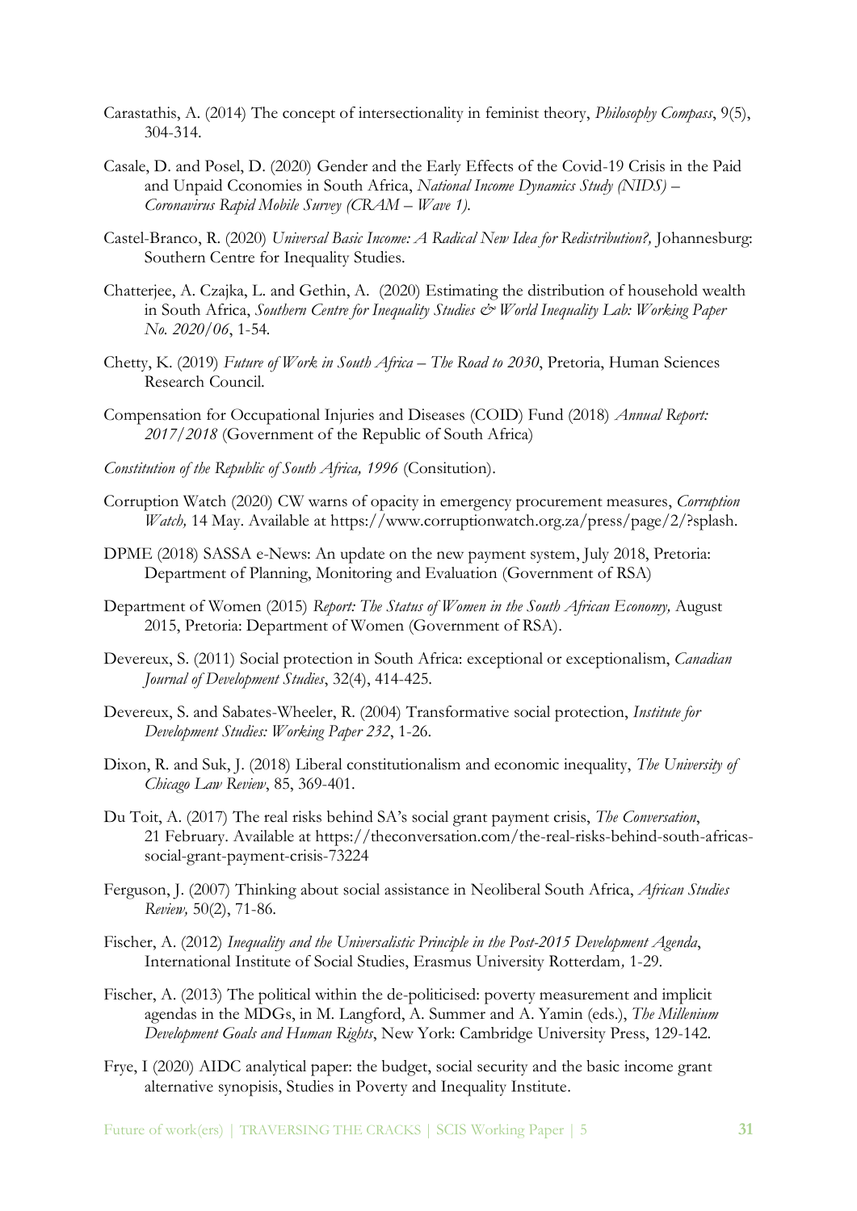Carastathis, A. (2014) The concept of intersectionality in feminist theory, *Philosophy Compass*, 9(5), 304-314.

Casale, D. and Posel, D. (2020) Gender and the Early Effects of the Covid-19 Crisis in the Paid and Unpaid Cconomies in South Africa, *National Income Dynamics Study (NIDS) – Coronavirus Rapid Mobile Survey (CRAM – Wave 1).*

Castel-Branco, R. (2020) *Universal Basic Income: A Radical New Idea for Redistribution?,* Johannesburg: Southern Centre for Inequality Studies.

Chatterjee, A. Czajka, L. and Gethin, A. (2020) Estimating the distribution of household wealth in South Africa, *Southern Centre for Inequality Studies & World Inequality Lab: Working Paper No. 2020/06*, 1-54.

Chetty, K. (2019) *Future of Work in South Africa – The Road to 2030*, Pretoria, Human Sciences Research Council.

Compensation for Occupational Injuries and Diseases (COID) Fund (2018) *Annual Report: 2017/2018* (Government of the Republic of South Africa)

*Constitution of the Republic of South Africa, 1996* (Consitution).

Corruption Watch (2020) CW warns of opacity in emergency procurement measures, *Corruption Watch,* 14 May. Available at https://www.corruptionwatch.org.za/press/page/2/?splash.

DPME (2018) SASSA e-News: An update on the new payment system, July 2018, Pretoria: Department of Planning, Monitoring and Evaluation (Government of RSA)

Department of Women (2015) *Report: The Status of Women in the South African Economy,* August 2015, Pretoria: Department of Women (Government of RSA).

Devereux, S. (2011) Social protection in South Africa: exceptional or exceptionalism, *Canadian Journal of Development Studies*, 32(4), 414-425.

Devereux, S. and Sabates-Wheeler, R. (2004) Transformative social protection, *Institute for Development Studies: Working Paper 232*, 1-26.

Dixon, R. and Suk, J. (2018) Liberal constitutionalism and economic inequality, *The University of Chicago Law Review*, 85, 369-401.

Du Toit, A. (2017) The real risks behind SA's social grant payment crisis, *The Conversation*, 21 February. Available at https://theconversation.com/the-real-risks-behind-south-africas-social-grant-payment-crisis-73224

Ferguson, J. (2007) Thinking about social assistance in Neoliberal South Africa, *African Studies Review,* 50(2), 71-86.

Fischer, A. (2012) *Inequality and the Universalistic Principle in the Post-2015 Development Agenda*, International Institute of Social Studies, Erasmus University Rotterdam*,* 1-29.

Fischer, A. (2013) The political within the de-politicised: poverty measurement and implicit agendas in the MDGs, in M. Langford, A. Summer and A. Yamin (eds.), *The Millenium Development Goals and Human Rights*, New York: Cambridge University Press, 129-142.

Frye, I (2020) AIDC analytical paper: the budget, social security and the basic income grant alternative synopisis, Studies in Poverty and Inequality Institute.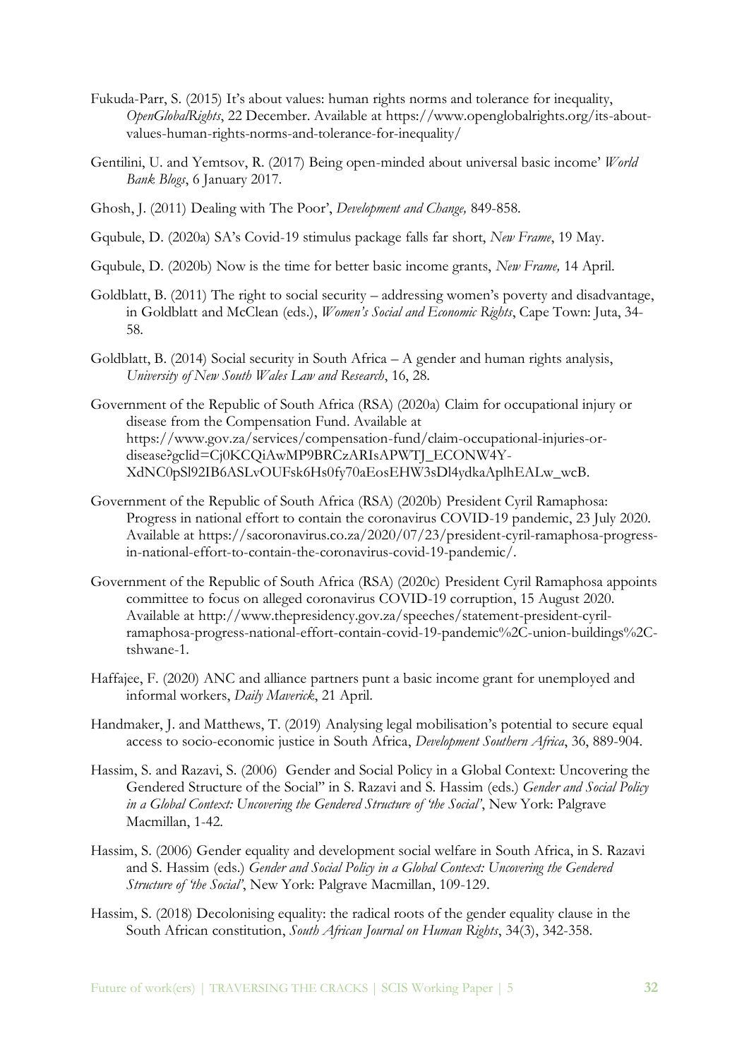Fukuda-Parr, S. (2015) It's about values: human rights norms and tolerance for inequality, *OpenGlobalRights*, 22 December. Available at https://www.openglobalrights.org/its-about-values-human-rights-norms-and-tolerance-for-inequality/

Gentilini, U. and Yemtsov, R. (2017) Being open-minded about universal basic income' *World Bank Blogs*, 6 January 2017.

Ghosh, J. (2011) Dealing with The Poor', *Development and Change,* 849-858.

Gqubule, D. (2020a) SA's Covid-19 stimulus package falls far short, *New Frame*, 19 May.

Gqubule, D. (2020b) Now is the time for better basic income grants, *New Frame,* 14 April.

Goldblatt, B. (2011) The right to social security – addressing women's poverty and disadvantage, in Goldblatt and McClean (eds.), *Women's Social and Economic Rights*, Cape Town: Juta, 34-58.

Goldblatt, B. (2014) Social security in South Africa – A gender and human rights analysis, *University of New South Wales Law and Research*, 16, 28.

Government of the Republic of South Africa (RSA) (2020a) Claim for occupational injury or disease from the Compensation Fund. Available at https://www.gov.za/services/compensation-fund/claim-occupational-injuries-or-disease?gclid=Cj0KCQiAwMP9BRCzARIsAPWTJ_ECONW4Y-XdNC0pSl92IB6ASLvOUFsk6Hs0fy70aEosEHW3sDl4ydkaAplhEALw_wcB.

Government of the Republic of South Africa (RSA) (2020b) President Cyril Ramaphosa: Progress in national effort to contain the coronavirus COVID-19 pandemic, 23 July 2020. Available at https://sacoronavirus.co.za/2020/07/23/president-cyril-ramaphosa-progress-in-national-effort-to-contain-the-coronavirus-covid-19-pandemic/.

Government of the Republic of South Africa (RSA) (2020c) President Cyril Ramaphosa appoints committee to focus on alleged coronavirus COVID-19 corruption, 15 August 2020. Available at http://www.thepresidency.gov.za/speeches/statement-president-cyril-ramaphosa-progress-national-effort-contain-covid-19-pandemic%2C-union-buildings%2C-tshwane-1.

Haffajee, F. (2020) ANC and alliance partners punt a basic income grant for unemployed and informal workers, *Daily Maverick*, 21 April.

Handmaker, J. and Matthews, T. (2019) Analysing legal mobilisation's potential to secure equal access to socio-economic justice in South Africa, *Development Southern Africa*, 36, 889-904.

Hassim, S. and Razavi, S. (2006) Gender and Social Policy in a Global Context: Uncovering the Gendered Structure of the Social" in S. Razavi and S. Hassim (eds.) *Gender and Social Policy in a Global Context: Uncovering the Gendered Structure of 'the Social'*, New York: Palgrave Macmillan, 1-42.

Hassim, S. (2006) Gender equality and development social welfare in South Africa, in S. Razavi and S. Hassim (eds.) *Gender and Social Policy in a Global Context: Uncovering the Gendered Structure of 'the Social'*, New York: Palgrave Macmillan, 109-129.

Hassim, S. (2018) Decolonising equality: the radical roots of the gender equality clause in the South African constitution, *South African Journal on Human Rights*, 34(3), 342-358.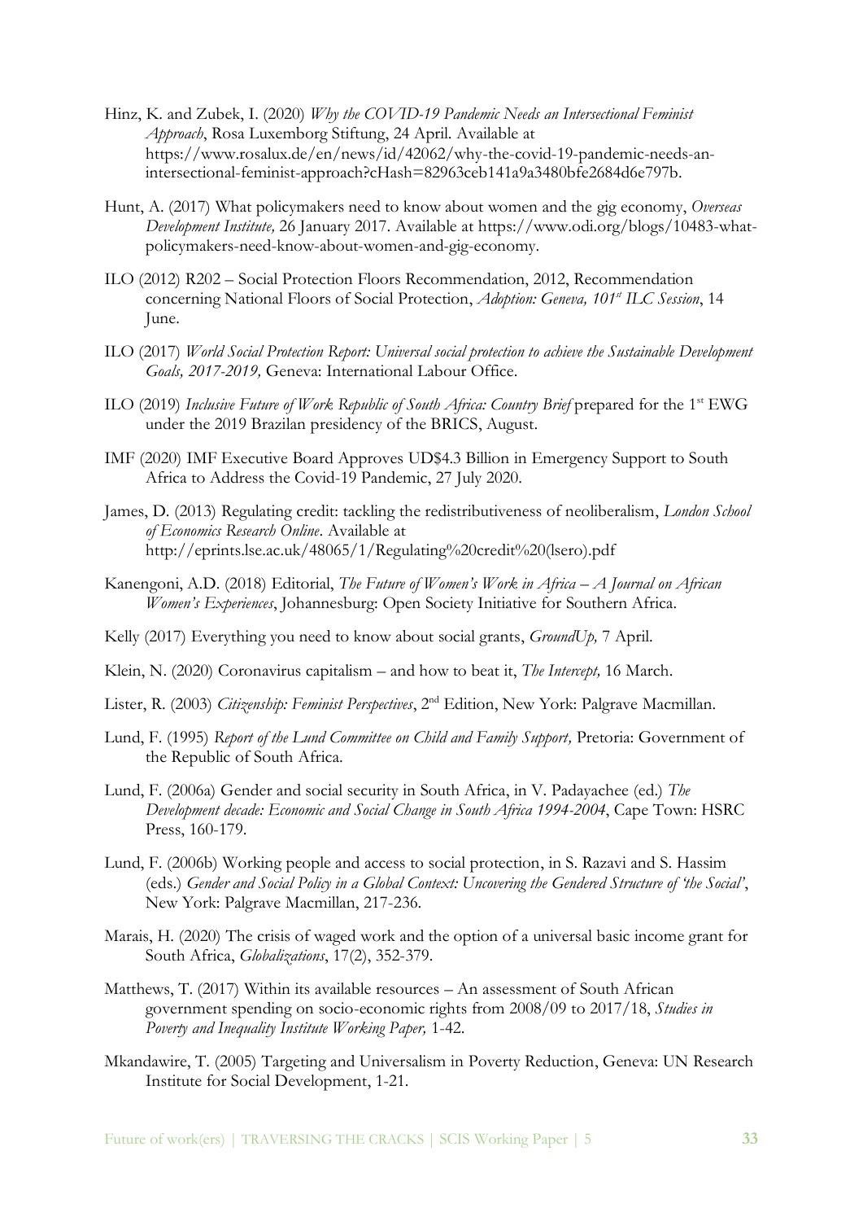Hinz, K. and Zubek, I. (2020) *Why the COVID-19 Pandemic Needs an Intersectional Feminist Approach*, Rosa Luxemborg Stiftung, 24 April. Available at https://www.rosalux.de/en/news/id/42062/why-the-covid-19-pandemic-needs-an-intersectional-feminist-approach?cHash=82963ceb141a9a3480bfe2684d6e797b.

Hunt, A. (2017) What policymakers need to know about women and the gig economy, *Overseas Development Institute,* 26 January 2017. Available at https://www.odi.org/blogs/10483-what-policymakers-need-know-about-women-and-gig-economy.

ILO (2012) R202 – Social Protection Floors Recommendation, 2012, Recommendation concerning National Floors of Social Protection, *Adoption: Geneva, 101st ILC Session*, 14 June.

ILO (2017) *World Social Protection Report: Universal social protection to achieve the Sustainable Development Goals, 2017-2019,* Geneva: International Labour Office.

ILO (2019) *Inclusive Future of Work Republic of South Africa: Country Brief* prepared for the 1st EWG under the 2019 Brazilan presidency of the BRICS, August.

IMF (2020) IMF Executive Board Approves UD$4.3 Billion in Emergency Support to South Africa to Address the Covid-19 Pandemic, 27 July 2020.

James, D. (2013) Regulating credit: tackling the redistributiveness of neoliberalism, *London School of Economics Research Online*. Available at http://eprints.lse.ac.uk/48065/1/Regulating%20credit%20(lsero).pdf

Kanengoni, A.D. (2018) Editorial, *The Future of Women's Work in Africa – A Journal on African Women's Experiences*, Johannesburg: Open Society Initiative for Southern Africa.

Kelly (2017) Everything you need to know about social grants, *GroundUp,* 7 April.

Klein, N. (2020) Coronavirus capitalism – and how to beat it, *The Intercept,* 16 March.

Lister, R. (2003) *Citizenship: Feminist Perspectives*, 2nd Edition, New York: Palgrave Macmillan.

Lund, F. (1995) *Report of the Lund Committee on Child and Family Support,* Pretoria: Government of the Republic of South Africa.

Lund, F. (2006a) Gender and social security in South Africa, in V. Padayachee (ed.) *The Development decade: Economic and Social Change in South Africa 1994-2004*, Cape Town: HSRC Press, 160-179.

Lund, F. (2006b) Working people and access to social protection, in S. Razavi and S. Hassim (eds.) *Gender and Social Policy in a Global Context: Uncovering the Gendered Structure of 'the Social'*, New York: Palgrave Macmillan, 217-236.

Marais, H. (2020) The crisis of waged work and the option of a universal basic income grant for South Africa, *Globalizations*, 17(2), 352-379.

Matthews, T. (2017) Within its available resources – An assessment of South African government spending on socio-economic rights from 2008/09 to 2017/18, *Studies in Poverty and Inequality Institute Working Paper,* 1-42.

Mkandawire, T. (2005) Targeting and Universalism in Poverty Reduction, Geneva: UN Research Institute for Social Development, 1-21.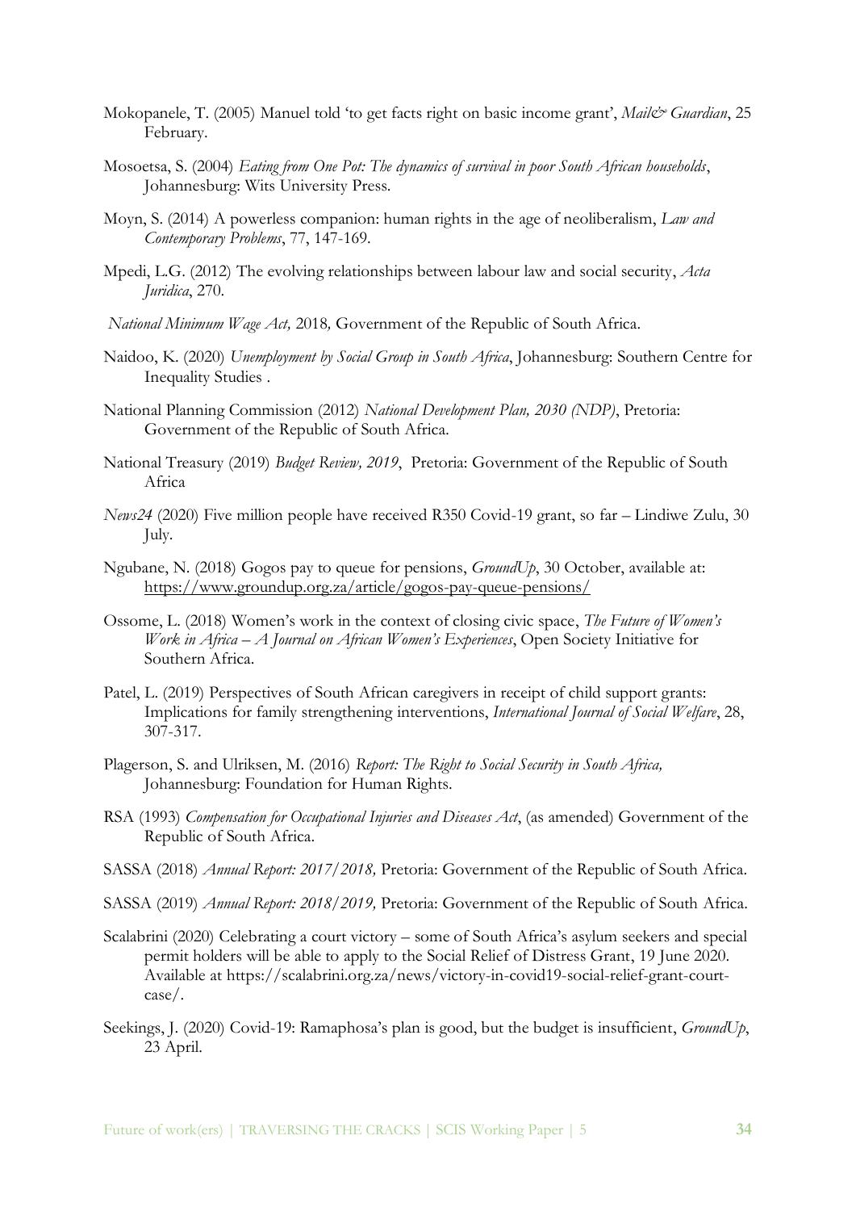Mokopanele, T. (2005) Manuel told 'to get facts right on basic income grant', *Mail& Guardian*, 25 February.

Mosoetsa, S. (2004) *Eating from One Pot: The dynamics of survival in poor South African households*, Johannesburg: Wits University Press.

Moyn, S. (2014) A powerless companion: human rights in the age of neoliberalism, *Law and Contemporary Problems*, 77, 147-169.

Mpedi, L.G. (2012) The evolving relationships between labour law and social security, *Acta Juridica*, 270.

*National Minimum Wage Act,* 2018*,* Government of the Republic of South Africa.

Naidoo, K. (2020) *Unemployment by Social Group in South Africa*, Johannesburg: Southern Centre for Inequality Studies .

National Planning Commission (2012) *National Development Plan, 2030 (NDP)*, Pretoria: Government of the Republic of South Africa.

National Treasury (2019) *Budget Review, 2019*, Pretoria: Government of the Republic of South Africa

*News24* (2020) Five million people have received R350 Covid-19 grant, so far – Lindiwe Zulu, 30 July.

Ngubane, N. (2018) Gogos pay to queue for pensions, *GroundUp*, 30 October, available at: https://www.groundup.org.za/article/gogos-pay-queue-pensions/

Ossome, L. (2018) Women's work in the context of closing civic space, *The Future of Women's Work in Africa – A Journal on African Women's Experiences*, Open Society Initiative for Southern Africa.

Patel, L. (2019) Perspectives of South African caregivers in receipt of child support grants: Implications for family strengthening interventions, *International Journal of Social Welfare*, 28, 307-317.

Plagerson, S. and Ulriksen, M. (2016) *Report: The Right to Social Security in South Africa,* Johannesburg: Foundation for Human Rights.

RSA (1993) *Compensation for Occupational Injuries and Diseases Act*, (as amended) Government of the Republic of South Africa.

SASSA (2018) *Annual Report: 2017/2018,* Pretoria: Government of the Republic of South Africa.

SASSA (2019) *Annual Report: 2018/2019,* Pretoria: Government of the Republic of South Africa.

Scalabrini (2020) Celebrating a court victory – some of South Africa's asylum seekers and special permit holders will be able to apply to the Social Relief of Distress Grant, 19 June 2020. Available at https://scalabrini.org.za/news/victory-in-covid19-social-relief-grant-court-case/.

Seekings, J. (2020) Covid-19: Ramaphosa's plan is good, but the budget is insufficient, *GroundUp*, 23 April.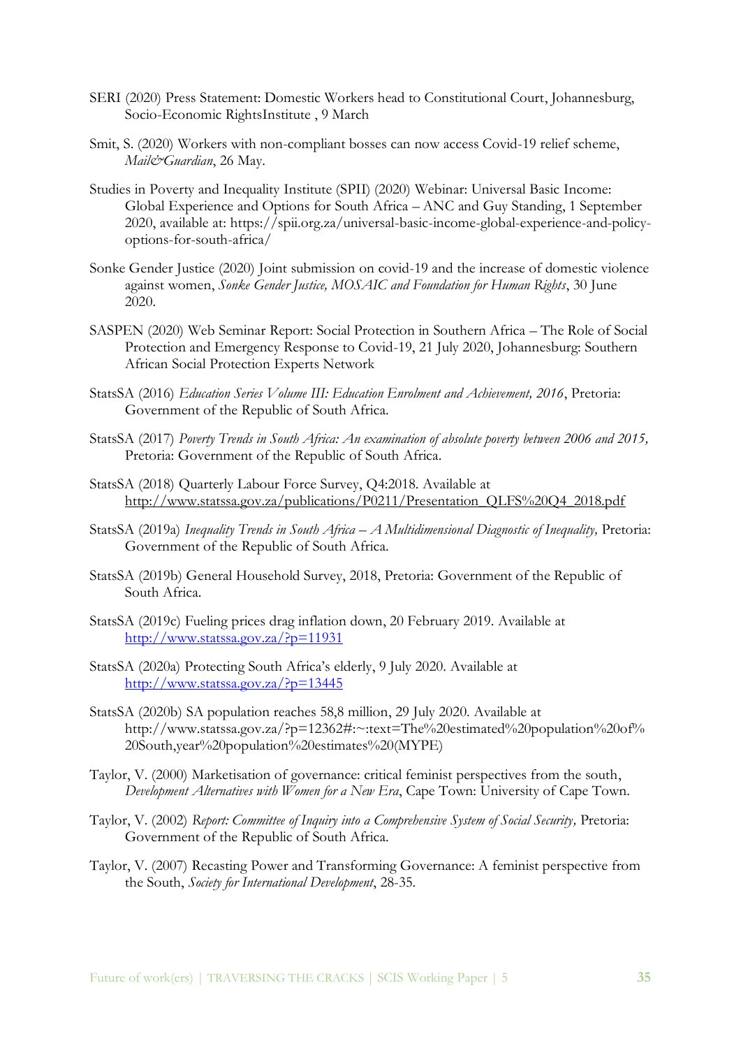SERI (2020) Press Statement: Domestic Workers head to Constitutional Court, Johannesburg, Socio-Economic RightsInstitute , 9 March

Smit, S. (2020) Workers with non-compliant bosses can now access Covid-19 relief scheme, *Mail&Guardian*, 26 May.

Studies in Poverty and Inequality Institute (SPII) (2020) Webinar: Universal Basic Income: Global Experience and Options for South Africa – ANC and Guy Standing, 1 September 2020, available at: https://spii.org.za/universal-basic-income-global-experience-and-policy-options-for-south-africa/

Sonke Gender Justice (2020) Joint submission on covid-19 and the increase of domestic violence against women, *Sonke Gender Justice, MOSAIC and Foundation for Human Rights*, 30 June 2020.

SASPEN (2020) Web Seminar Report: Social Protection in Southern Africa – The Role of Social Protection and Emergency Response to Covid-19, 21 July 2020, Johannesburg: Southern African Social Protection Experts Network

StatsSA (2016) *Education Series Volume III: Education Enrolment and Achievement, 2016*, Pretoria: Government of the Republic of South Africa.

StatsSA (2017) *Poverty Trends in South Africa: An examination of absolute poverty between 2006 and 2015,* Pretoria: Government of the Republic of South Africa.

StatsSA (2018) Quarterly Labour Force Survey, Q4:2018. Available at http://www.statssa.gov.za/publications/P0211/Presentation_QLFS%20Q4_2018.pdf

StatsSA (2019a) *Inequality Trends in South Africa – A Multidimensional Diagnostic of Inequality,* Pretoria: Government of the Republic of South Africa.

StatsSA (2019b) General Household Survey, 2018, Pretoria: Government of the Republic of South Africa.

StatsSA (2019c) Fueling prices drag inflation down, 20 February 2019. Available at http://www.statssa.gov.za/?p=11931

StatsSA (2020a) Protecting South Africa's elderly, 9 July 2020. Available at http://www.statssa.gov.za/?p=13445

StatsSA (2020b) SA population reaches 58,8 million, 29 July 2020. Available at http://www.statssa.gov.za/?p=12362#:~:text=The%20estimated%20population%20of%20South,year%20population%20estimates%20(MYPE)

Taylor, V. (2000) Marketisation of governance: critical feminist perspectives from the south, *Development Alternatives with Women for a New Era*, Cape Town: University of Cape Town.

Taylor, V. (2002) *Report: Committee of Inquiry into a Comprehensive System of Social Security,* Pretoria: Government of the Republic of South Africa.

Taylor, V. (2007) Recasting Power and Transforming Governance: A feminist perspective from the South, *Society for International Development*, 28-35.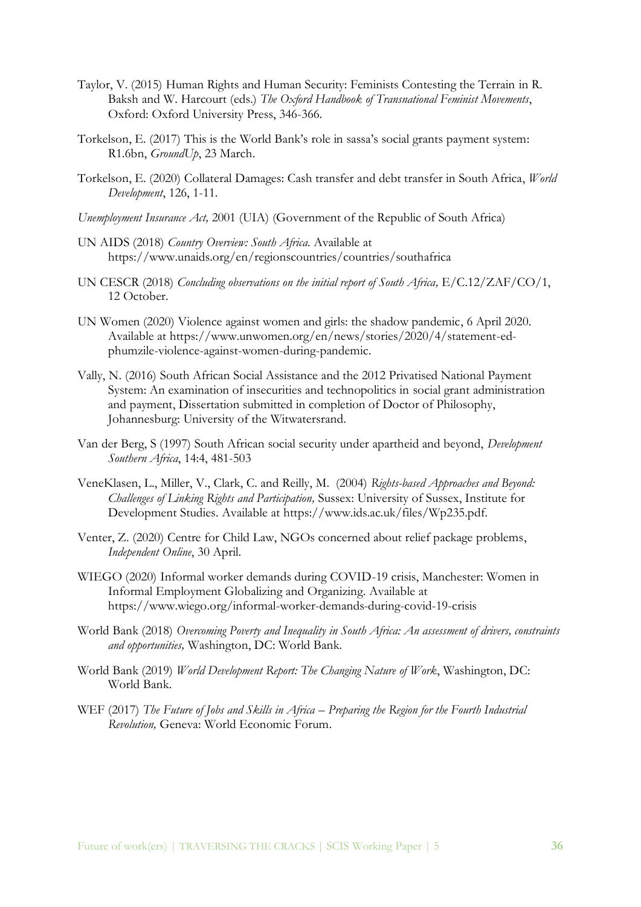Taylor, V. (2015) Human Rights and Human Security: Feminists Contesting the Terrain in R. Baksh and W. Harcourt (eds.) *The Oxford Handbook of Transnational Feminist Movements*, Oxford: Oxford University Press, 346-366.

Torkelson, E. (2017) This is the World Bank's role in sassa's social grants payment system: R1.6bn, *GroundUp*, 23 March.

Torkelson, E. (2020) Collateral Damages: Cash transfer and debt transfer in South Africa, *World Development*, 126, 1-11.

*Unemployment Insurance Act,* 2001 (UIA) (Government of the Republic of South Africa)

UN AIDS (2018) *Country Overview: South Africa.* Available at https://www.unaids.org/en/regionscountries/countries/southafrica

UN CESCR (2018) *Concluding observations on the initial report of South Africa,* E/C.12/ZAF/CO/1, 12 October.

UN Women (2020) Violence against women and girls: the shadow pandemic, 6 April 2020. Available at https://www.unwomen.org/en/news/stories/2020/4/statement-ed-phumzile-violence-against-women-during-pandemic.

Vally, N. (2016) South African Social Assistance and the 2012 Privatised National Payment System: An examination of insecurities and technopolitics in social grant administration and payment, Dissertation submitted in completion of Doctor of Philosophy, Johannesburg: University of the Witwatersrand.

Van der Berg, S (1997) South African social security under apartheid and beyond, *Development Southern Africa*, 14:4, 481-503

VeneKlasen, L., Miller, V., Clark, C. and Reilly, M. (2004) *Rights-based Approaches and Beyond: Challenges of Linking Rights and Participation,* Sussex: University of Sussex, Institute for Development Studies. Available at https://www.ids.ac.uk/files/Wp235.pdf.

Venter, Z. (2020) Centre for Child Law, NGOs concerned about relief package problems, *Independent Online*, 30 April.

WIEGO (2020) Informal worker demands during COVID-19 crisis, Manchester: Women in Informal Employment Globalizing and Organizing. Available at https://www.wiego.org/informal-worker-demands-during-covid-19-crisis

World Bank (2018) *Overcoming Poverty and Inequality in South Africa: An assessment of drivers, constraints and opportunities,* Washington, DC: World Bank.

World Bank (2019) *World Development Report: The Changing Nature of Work*, Washington, DC: World Bank.

WEF (2017) *The Future of Jobs and Skills in Africa – Preparing the Region for the Fourth Industrial Revolution,* Geneva: World Economic Forum.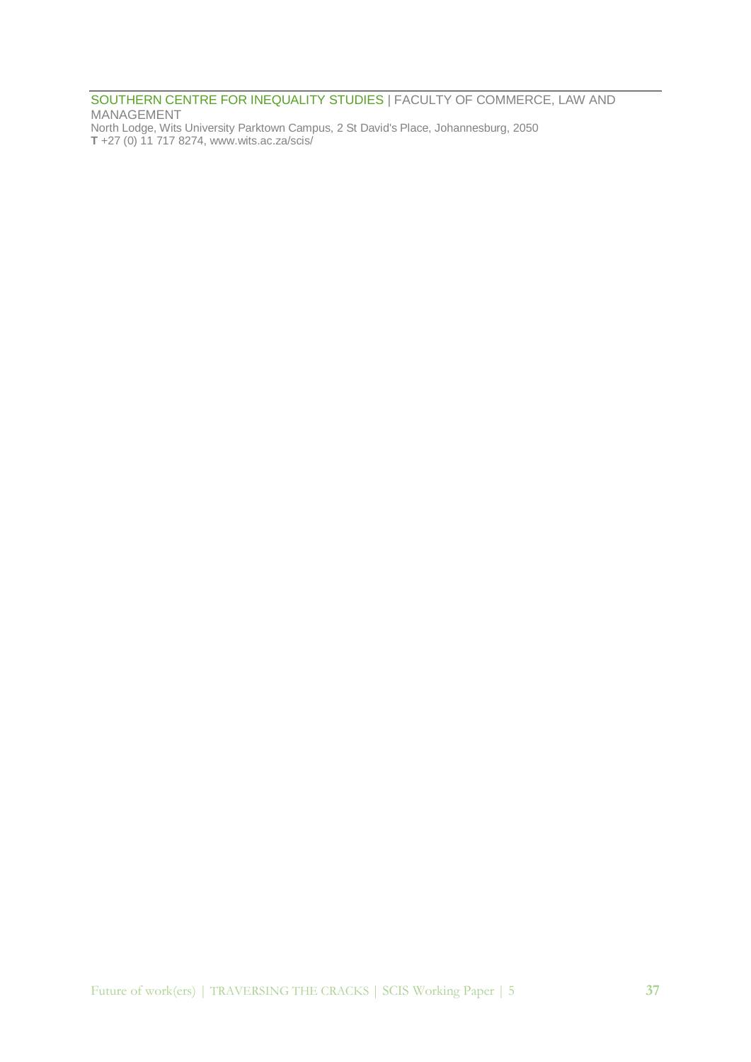SOUTHERN CENTRE FOR INEQUALITY STUDIES | FACULTY OF COMMERCE, LAW AND MANAGEMENT

North Lodge, Wits University Parktown Campus, 2 St David's Place, Johannesburg, 2050

**T** +27 (0) 11 717 8274, www.wits.ac.za/scis/